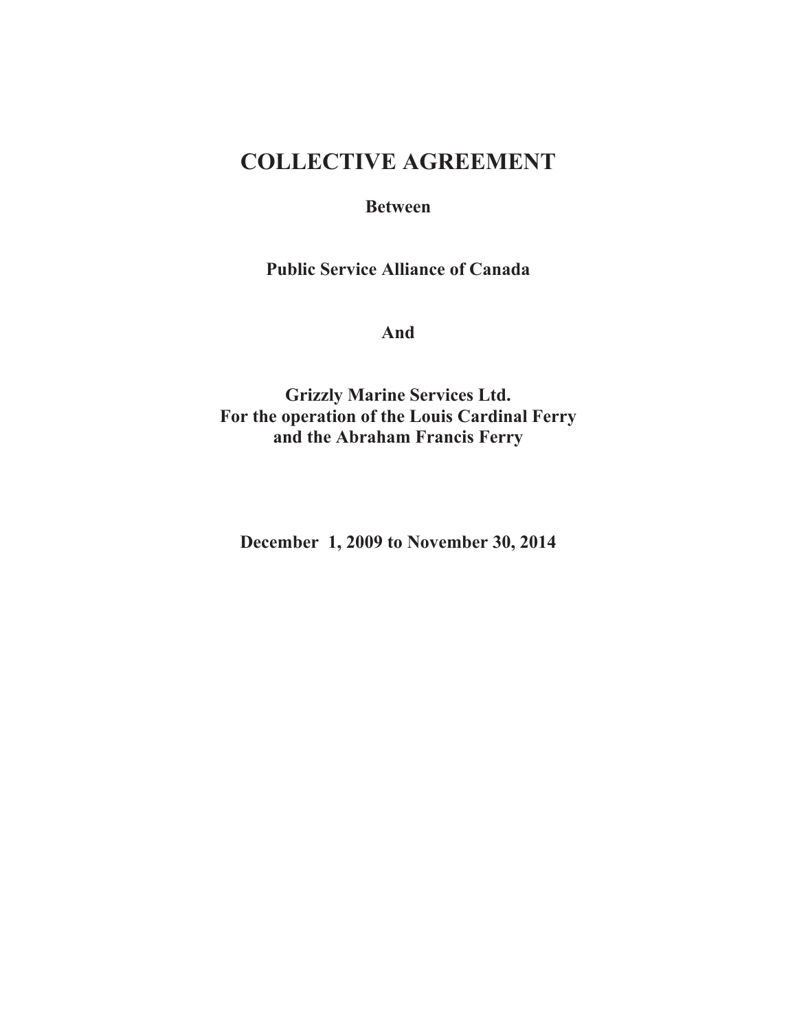# COLLECTIVE AGREEMENT

**Between**

**Public Service Alliance of Canada**

**And**

**Grizzly Marine Services Ltd.**
**For the operation of the Louis Cardinal Ferry**
**and the Abraham Francis Ferry**

**December 1, 2009 to November 30, 2014**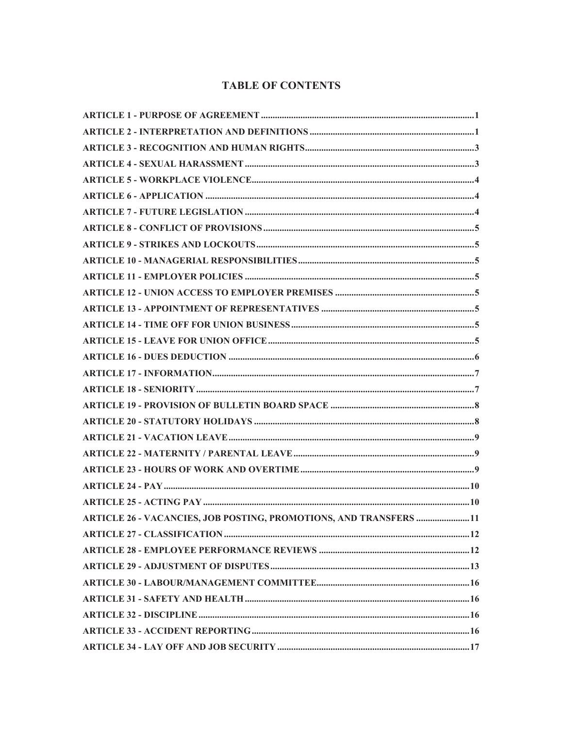# TABLE OF CONTENTS

ARTICLE 1 - PURPOSE OF AGREEMENT ........................................................................................1
ARTICLE 2 - INTERPRETATION AND DEFINITIONS ....................................................................1
ARTICLE 3 - RECOGNITION AND HUMAN RIGHTS......................................................................3
ARTICLE 4 - SEXUAL HARASSMENT ...............................................................................................3
ARTICLE 5 - WORKPLACE VIOLENCE.............................................................................................4
ARTICLE 6 - APPLICATION ................................................................................................................4
ARTICLE 7 - FUTURE LEGISLATION ...............................................................................................4
ARTICLE 8 - CONFLICT OF PROVISIONS ........................................................................................5
ARTICLE 9 - STRIKES AND LOCKOUTS ...........................................................................................5
ARTICLE 10 - MANAGERIAL RESPONSIBILITIES.........................................................................5
ARTICLE 11 - EMPLOYER POLICIES ................................................................................................5
ARTICLE 12 - UNION ACCESS TO EMPLOYER PREMISES .........................................................5
ARTICLE 13 - APPOINTMENT OF REPRESENTATIVES ...............................................................5
ARTICLE 14 - TIME OFF FOR UNION BUSINESS............................................................................5
ARTICLE 15 - LEAVE FOR UNION OFFICE......................................................................................5
ARTICLE 16 - DUES DEDUCTION .......................................................................................................6
ARTICLE 17 - INFORMATION..............................................................................................................7
ARTICLE 18 - SENIORITY.....................................................................................................................7
ARTICLE 19 - PROVISION OF BULLETIN BOARD SPACE ............................................................8
ARTICLE 20 - STATUTORY HOLIDAYS .............................................................................................8
ARTICLE 21 - VACATION LEAVE........................................................................................................9
ARTICLE 22 - MATERNITY / PARENTAL LEAVE............................................................................9
ARTICLE 23 - HOURS OF WORK AND OVERTIME.........................................................................9
ARTICLE 24 - PAY...................................................................................................................................10
ARTICLE 25 - ACTING PAY .................................................................................................................10
ARTICLE 26 - VACANCIES, JOB POSTING, PROMOTIONS, AND TRANSFERS .......................11
ARTICLE 27 - CLASSIFICATION .........................................................................................................12
ARTICLE 28 - EMPLOYEE PERFORMANCE REVIEWS ................................................................12
ARTICLE 29 - ADJUSTMENT OF DISPUTES.....................................................................................13
ARTICLE 30 - LABOUR/MANAGEMENT COMMITTEE.................................................................16
ARTICLE 31 - SAFETY AND HEALTH ................................................................................................16
ARTICLE 32 - DISCIPLINE....................................................................................................................16
ARTICLE 33 - ACCIDENT REPORTING.............................................................................................16
ARTICLE 34 - LAY OFF AND JOB SECURITY ..................................................................................17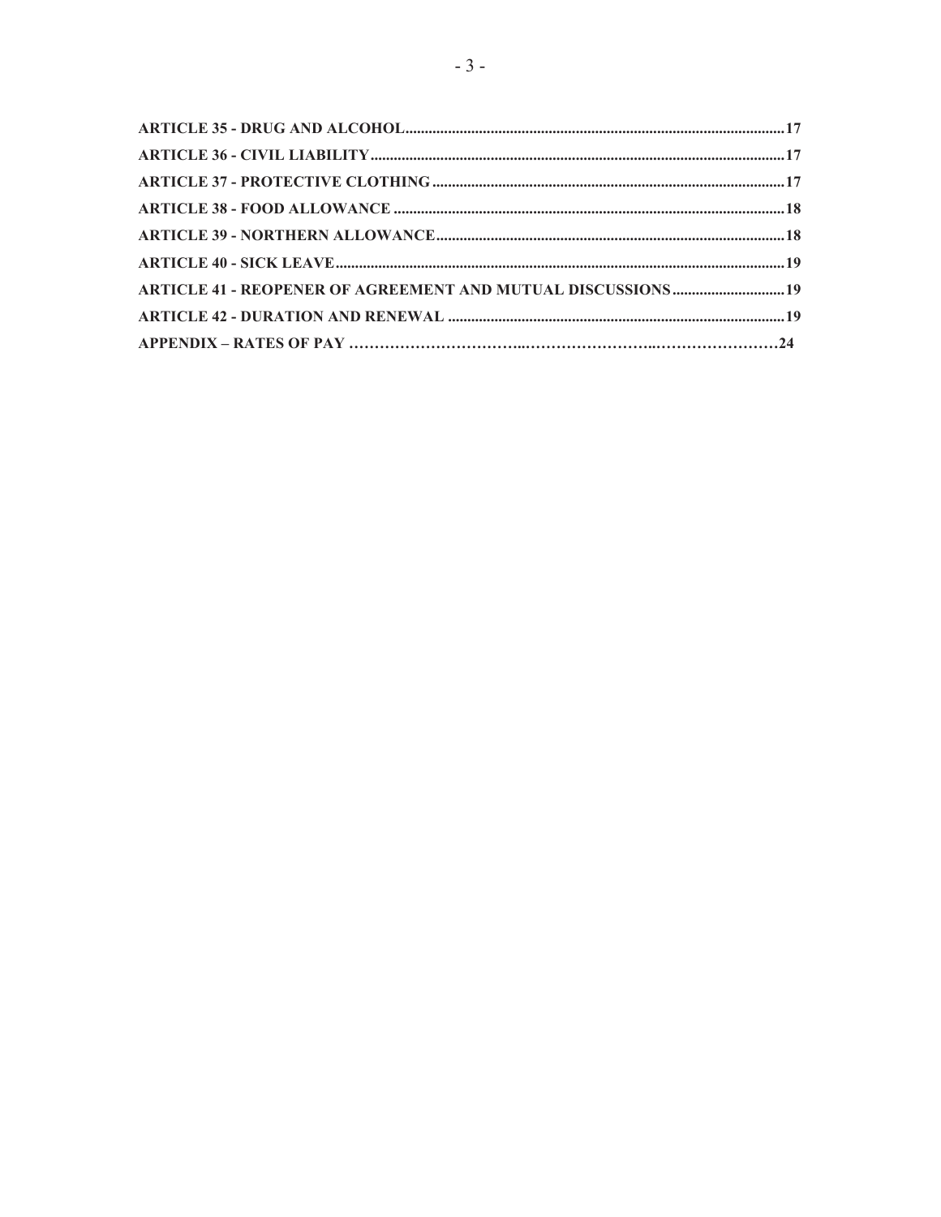**ARTICLE 35 - DRUG AND ALCOHOL** .......................................................................................... **17**

**ARTICLE 36 - CIVIL LIABILITY** .......................................................................................... **17**

**ARTICLE 37 - PROTECTIVE CLOTHING** .......................................................................................... **17**

**ARTICLE 38 - FOOD ALLOWANCE** .......................................................................................... **18**

**ARTICLE 39 - NORTHERN ALLOWANCE** .......................................................................................... **18**

**ARTICLE 40 - SICK LEAVE** .......................................................................................... **19**

**ARTICLE 41 - REOPENER OF AGREEMENT AND MUTUAL DISCUSSIONS** .......................................................................................... **19**

**ARTICLE 42 - DURATION AND RENEWAL** .......................................................................................... **19**

**APPENDIX – RATES OF PAY** .......................................................................................... **24**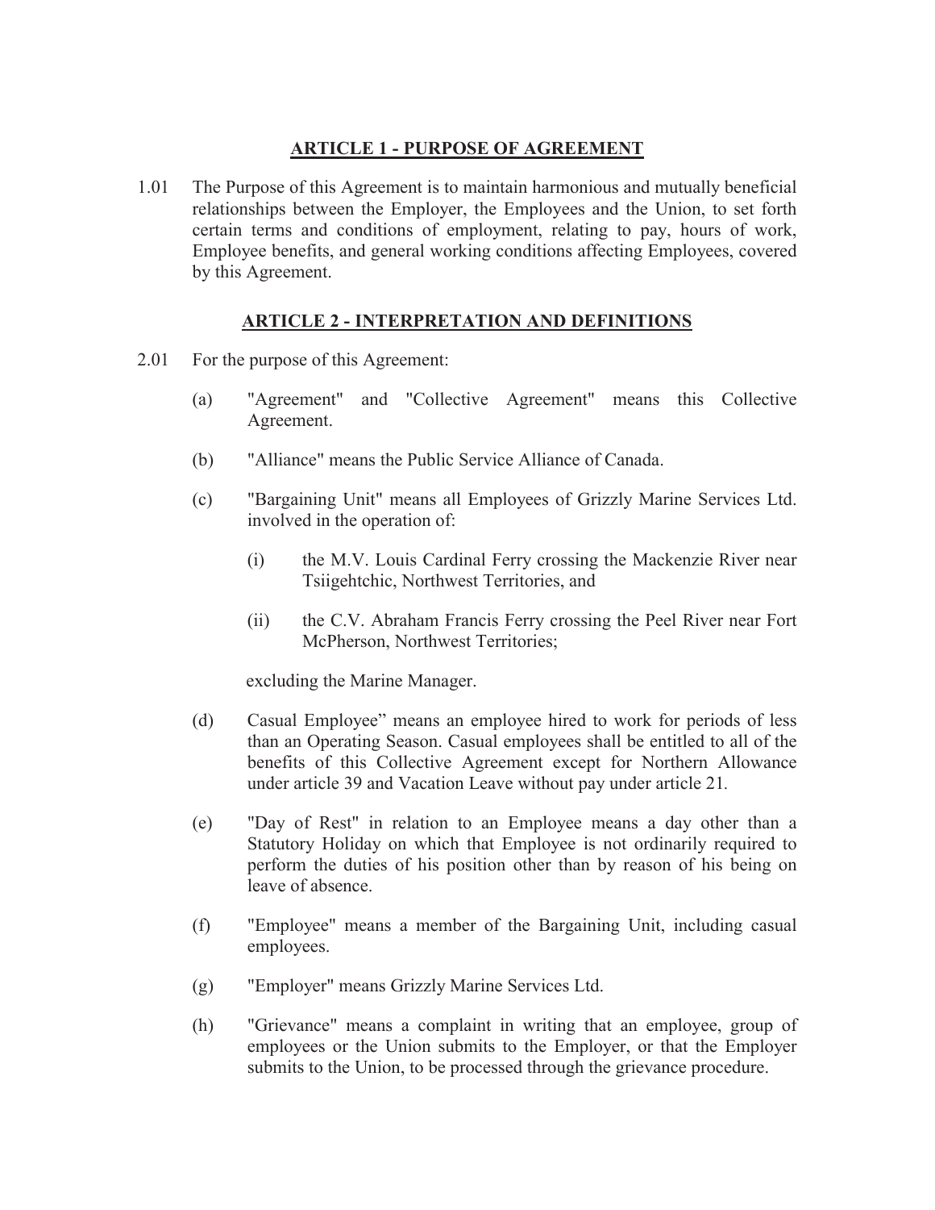## ARTICLE 1 - PURPOSE OF AGREEMENT

1.01 The Purpose of this Agreement is to maintain harmonious and mutually beneficial relationships between the Employer, the Employees and the Union, to set forth certain terms and conditions of employment, relating to pay, hours of work, Employee benefits, and general working conditions affecting Employees, covered by this Agreement.

## ARTICLE 2 - INTERPRETATION AND DEFINITIONS

2.01 For the purpose of this Agreement:

(a) "Agreement" and "Collective Agreement" means this Collective Agreement.

(b) "Alliance" means the Public Service Alliance of Canada.

(c) "Bargaining Unit" means all Employees of Grizzly Marine Services Ltd. involved in the operation of:

(i) the M.V. Louis Cardinal Ferry crossing the Mackenzie River near Tsiigehtchic, Northwest Territories, and

(ii) the C.V. Abraham Francis Ferry crossing the Peel River near Fort McPherson, Northwest Territories;

excluding the Marine Manager.

(d) Casual Employee" means an employee hired to work for periods of less than an Operating Season. Casual employees shall be entitled to all of the benefits of this Collective Agreement except for Northern Allowance under article 39 and Vacation Leave without pay under article 21.

(e) "Day of Rest" in relation to an Employee means a day other than a Statutory Holiday on which that Employee is not ordinarily required to perform the duties of his position other than by reason of his being on leave of absence.

(f) "Employee" means a member of the Bargaining Unit, including casual employees.

(g) "Employer" means Grizzly Marine Services Ltd.

(h) "Grievance" means a complaint in writing that an employee, group of employees or the Union submits to the Employer, or that the Employer submits to the Union, to be processed through the grievance procedure.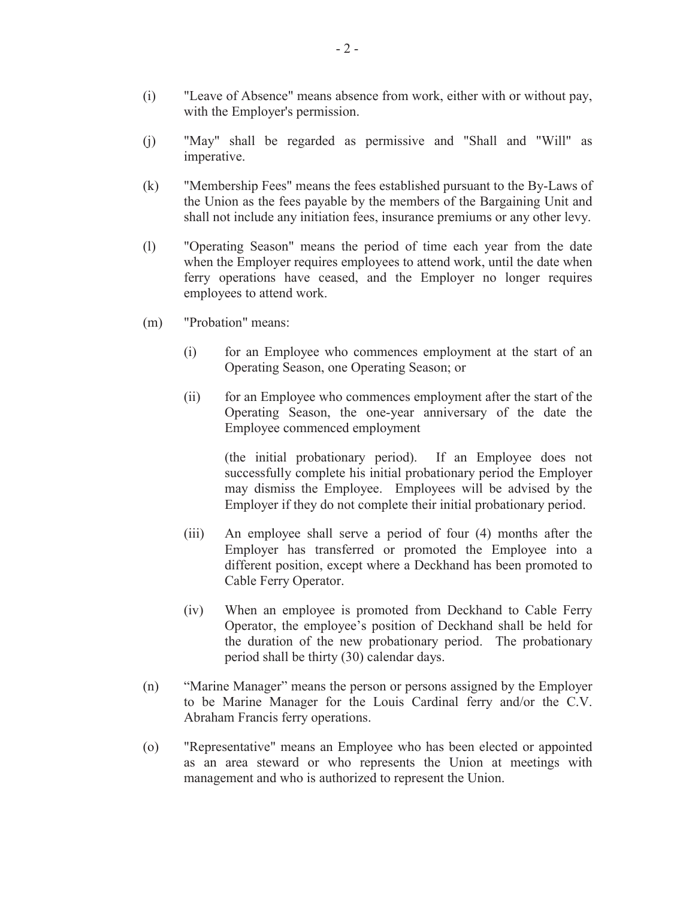(i) "Leave of Absence" means absence from work, either with or without pay, with the Employer's permission.

(j) "May" shall be regarded as permissive and "Shall and "Will" as imperative.

(k) "Membership Fees" means the fees established pursuant to the By-Laws of the Union as the fees payable by the members of the Bargaining Unit and shall not include any initiation fees, insurance premiums or any other levy.

(l) "Operating Season" means the period of time each year from the date when the Employer requires employees to attend work, until the date when ferry operations have ceased, and the Employer no longer requires employees to attend work.

(m) "Probation" means:

   (i) for an Employee who commences employment at the start of an Operating Season, one Operating Season; or

   (ii) for an Employee who commences employment after the start of the Operating Season, the one-year anniversary of the date the Employee commenced employment

   (the initial probationary period). If an Employee does not successfully complete his initial probationary period the Employer may dismiss the Employee. Employees will be advised by the Employer if they do not complete their initial probationary period.

   (iii) An employee shall serve a period of four (4) months after the Employer has transferred or promoted the Employee into a different position, except where a Deckhand has been promoted to Cable Ferry Operator.

   (iv) When an employee is promoted from Deckhand to Cable Ferry Operator, the employee's position of Deckhand shall be held for the duration of the new probationary period. The probationary period shall be thirty (30) calendar days.

(n) "Marine Manager" means the person or persons assigned by the Employer to be Marine Manager for the Louis Cardinal ferry and/or the C.V. Abraham Francis ferry operations.

(o) "Representative" means an Employee who has been elected or appointed as an area steward or who represents the Union at meetings with management and who is authorized to represent the Union.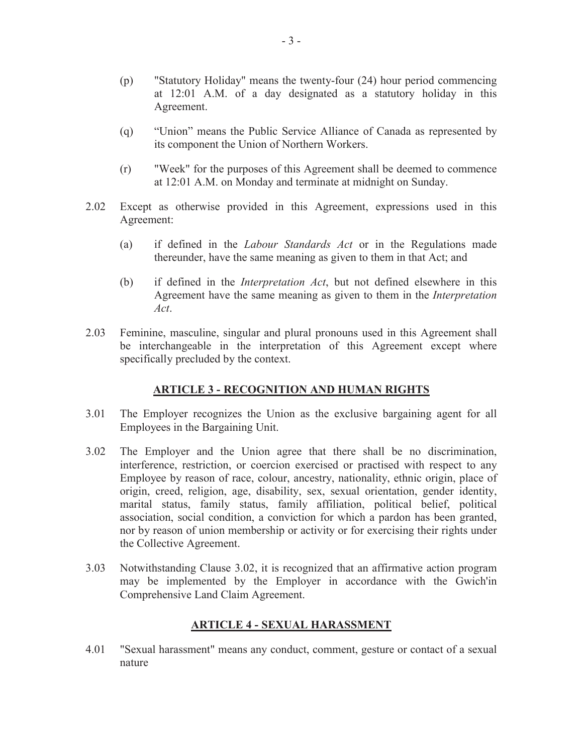(p) "Statutory Holiday" means the twenty-four (24) hour period commencing at 12:01 A.M. of a day designated as a statutory holiday in this Agreement.

(q) "Union" means the Public Service Alliance of Canada as represented by its component the Union of Northern Workers.

(r) "Week" for the purposes of this Agreement shall be deemed to commence at 12:01 A.M. on Monday and terminate at midnight on Sunday.

2.02 Except as otherwise provided in this Agreement, expressions used in this Agreement:

(a) if defined in the *Labour Standards Act* or in the Regulations made thereunder, have the same meaning as given to them in that Act; and

(b) if defined in the *Interpretation Act*, but not defined elsewhere in this Agreement have the same meaning as given to them in the *Interpretation Act*.

2.03 Feminine, masculine, singular and plural pronouns used in this Agreement shall be interchangeable in the interpretation of this Agreement except where specifically precluded by the context.

## ARTICLE 3 - RECOGNITION AND HUMAN RIGHTS

3.01 The Employer recognizes the Union as the exclusive bargaining agent for all Employees in the Bargaining Unit.

3.02 The Employer and the Union agree that there shall be no discrimination, interference, restriction, or coercion exercised or practised with respect to any Employee by reason of race, colour, ancestry, nationality, ethnic origin, place of origin, creed, religion, age, disability, sex, sexual orientation, gender identity, marital status, family status, family affiliation, political belief, political association, social condition, a conviction for which a pardon has been granted, nor by reason of union membership or activity or for exercising their rights under the Collective Agreement.

3.03 Notwithstanding Clause 3.02, it is recognized that an affirmative action program may be implemented by the Employer in accordance with the Gwich'in Comprehensive Land Claim Agreement.

## ARTICLE 4 - SEXUAL HARASSMENT

4.01 "Sexual harassment" means any conduct, comment, gesture or contact of a sexual nature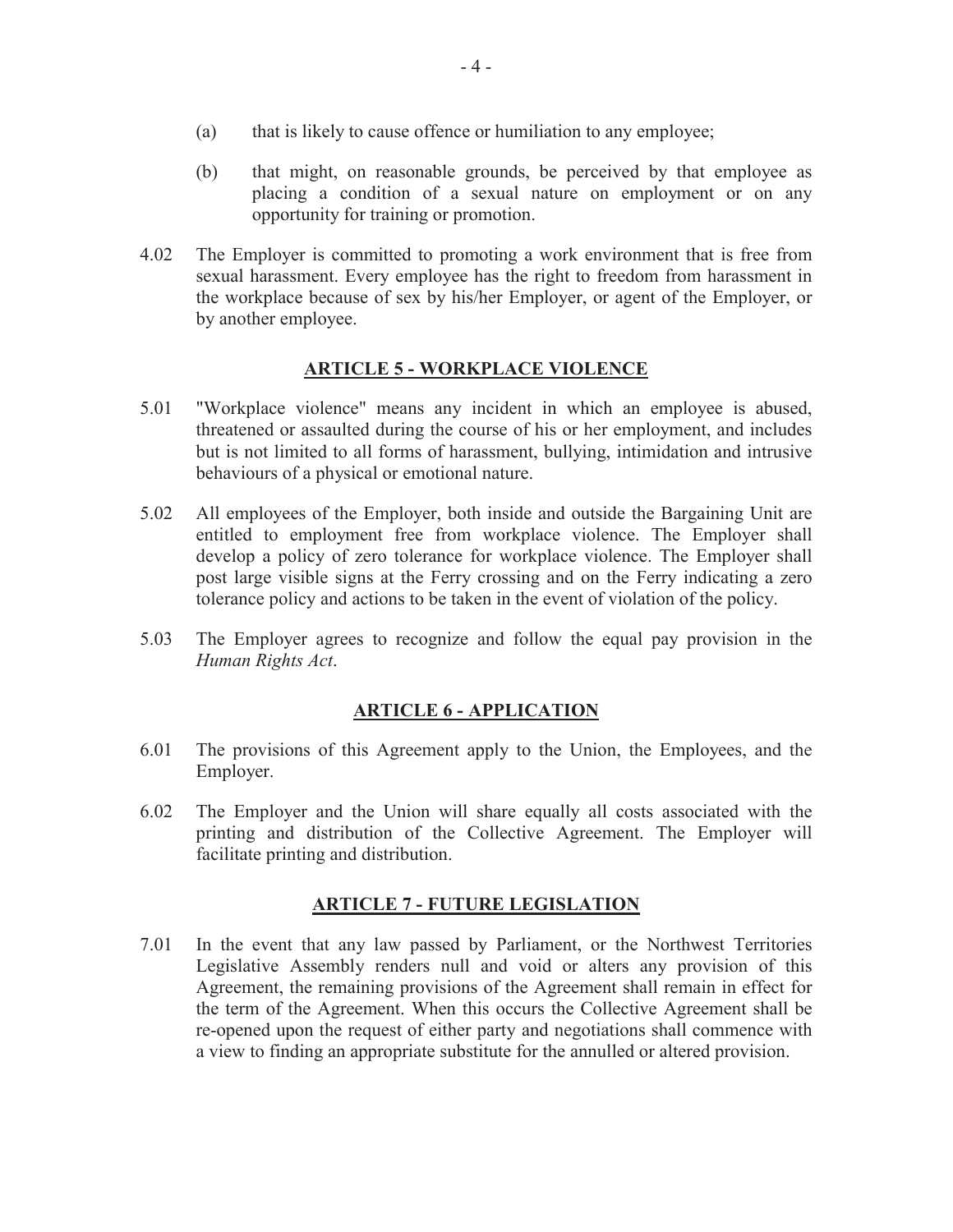(a) that is likely to cause offence or humiliation to any employee;

(b) that might, on reasonable grounds, be perceived by that employee as placing a condition of a sexual nature on employment or on any opportunity for training or promotion.

4.02 The Employer is committed to promoting a work environment that is free from sexual harassment. Every employee has the right to freedom from harassment in the workplace because of sex by his/her Employer, or agent of the Employer, or by another employee.

## ARTICLE 5 - WORKPLACE VIOLENCE

5.01 "Workplace violence" means any incident in which an employee is abused, threatened or assaulted during the course of his or her employment, and includes but is not limited to all forms of harassment, bullying, intimidation and intrusive behaviours of a physical or emotional nature.

5.02 All employees of the Employer, both inside and outside the Bargaining Unit are entitled to employment free from workplace violence. The Employer shall develop a policy of zero tolerance for workplace violence. The Employer shall post large visible signs at the Ferry crossing and on the Ferry indicating a zero tolerance policy and actions to be taken in the event of violation of the policy.

5.03 The Employer agrees to recognize and follow the equal pay provision in the *Human Rights Act*.

## ARTICLE 6 - APPLICATION

6.01 The provisions of this Agreement apply to the Union, the Employees, and the Employer.

6.02 The Employer and the Union will share equally all costs associated with the printing and distribution of the Collective Agreement. The Employer will facilitate printing and distribution.

## ARTICLE 7 - FUTURE LEGISLATION

7.01 In the event that any law passed by Parliament, or the Northwest Territories Legislative Assembly renders null and void or alters any provision of this Agreement, the remaining provisions of the Agreement shall remain in effect for the term of the Agreement. When this occurs the Collective Agreement shall be re-opened upon the request of either party and negotiations shall commence with a view to finding an appropriate substitute for the annulled or altered provision.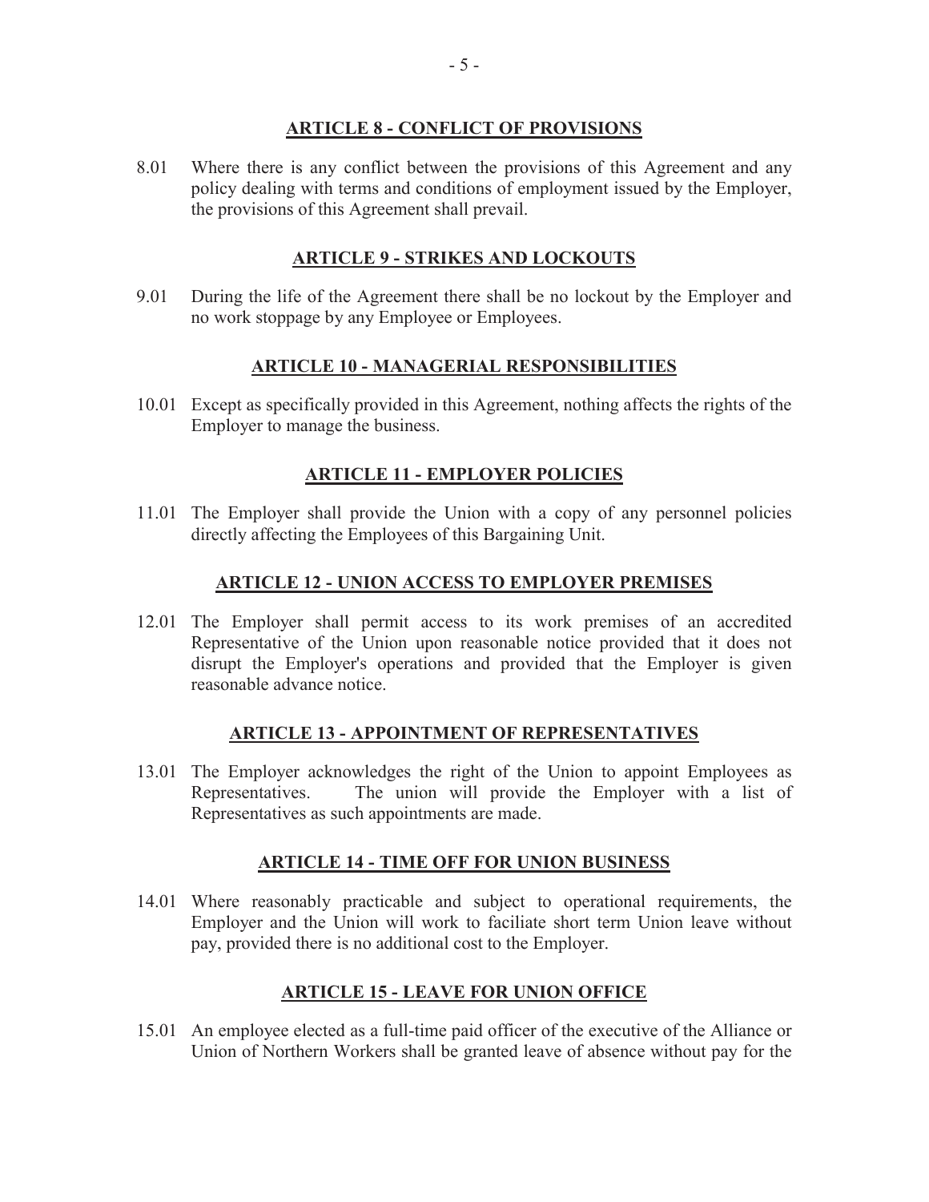## ARTICLE 8 - CONFLICT OF PROVISIONS

8.01 Where there is any conflict between the provisions of this Agreement and any policy dealing with terms and conditions of employment issued by the Employer, the provisions of this Agreement shall prevail.

## ARTICLE 9 - STRIKES AND LOCKOUTS

9.01 During the life of the Agreement there shall be no lockout by the Employer and no work stoppage by any Employee or Employees.

## ARTICLE 10 - MANAGERIAL RESPONSIBILITIES

10.01 Except as specifically provided in this Agreement, nothing affects the rights of the Employer to manage the business.

## ARTICLE 11 - EMPLOYER POLICIES

11.01 The Employer shall provide the Union with a copy of any personnel policies directly affecting the Employees of this Bargaining Unit.

## ARTICLE 12 - UNION ACCESS TO EMPLOYER PREMISES

12.01 The Employer shall permit access to its work premises of an accredited Representative of the Union upon reasonable notice provided that it does not disrupt the Employer's operations and provided that the Employer is given reasonable advance notice.

## ARTICLE 13 - APPOINTMENT OF REPRESENTATIVES

13.01 The Employer acknowledges the right of the Union to appoint Employees as Representatives. The union will provide the Employer with a list of Representatives as such appointments are made.

## ARTICLE 14 - TIME OFF FOR UNION BUSINESS

14.01 Where reasonably practicable and subject to operational requirements, the Employer and the Union will work to faciliate short term Union leave without pay, provided there is no additional cost to the Employer.

## ARTICLE 15 - LEAVE FOR UNION OFFICE

15.01 An employee elected as a full-time paid officer of the executive of the Alliance or Union of Northern Workers shall be granted leave of absence without pay for the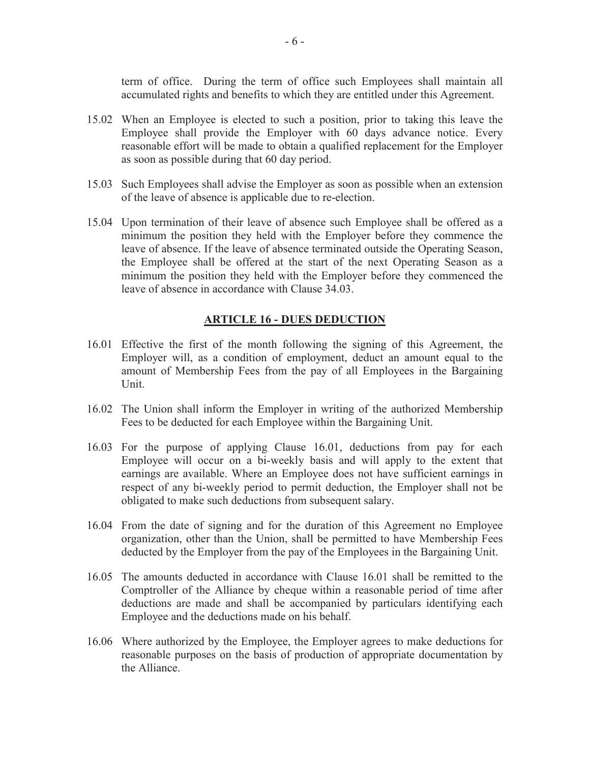term of office. During the term of office such Employees shall maintain all accumulated rights and benefits to which they are entitled under this Agreement.

15.02 When an Employee is elected to such a position, prior to taking this leave the Employee shall provide the Employer with 60 days advance notice. Every reasonable effort will be made to obtain a qualified replacement for the Employer as soon as possible during that 60 day period.

15.03 Such Employees shall advise the Employer as soon as possible when an extension of the leave of absence is applicable due to re-election.

15.04 Upon termination of their leave of absence such Employee shall be offered as a minimum the position they held with the Employer before they commence the leave of absence. If the leave of absence terminated outside the Operating Season, the Employee shall be offered at the start of the next Operating Season as a minimum the position they held with the Employer before they commenced the leave of absence in accordance with Clause 34.03.

## ARTICLE 16 - DUES DEDUCTION

16.01 Effective the first of the month following the signing of this Agreement, the Employer will, as a condition of employment, deduct an amount equal to the amount of Membership Fees from the pay of all Employees in the Bargaining Unit.

16.02 The Union shall inform the Employer in writing of the authorized Membership Fees to be deducted for each Employee within the Bargaining Unit.

16.03 For the purpose of applying Clause 16.01, deductions from pay for each Employee will occur on a bi-weekly basis and will apply to the extent that earnings are available. Where an Employee does not have sufficient earnings in respect of any bi-weekly period to permit deduction, the Employer shall not be obligated to make such deductions from subsequent salary.

16.04 From the date of signing and for the duration of this Agreement no Employee organization, other than the Union, shall be permitted to have Membership Fees deducted by the Employer from the pay of the Employees in the Bargaining Unit.

16.05 The amounts deducted in accordance with Clause 16.01 shall be remitted to the Comptroller of the Alliance by cheque within a reasonable period of time after deductions are made and shall be accompanied by particulars identifying each Employee and the deductions made on his behalf.

16.06 Where authorized by the Employee, the Employer agrees to make deductions for reasonable purposes on the basis of production of appropriate documentation by the Alliance.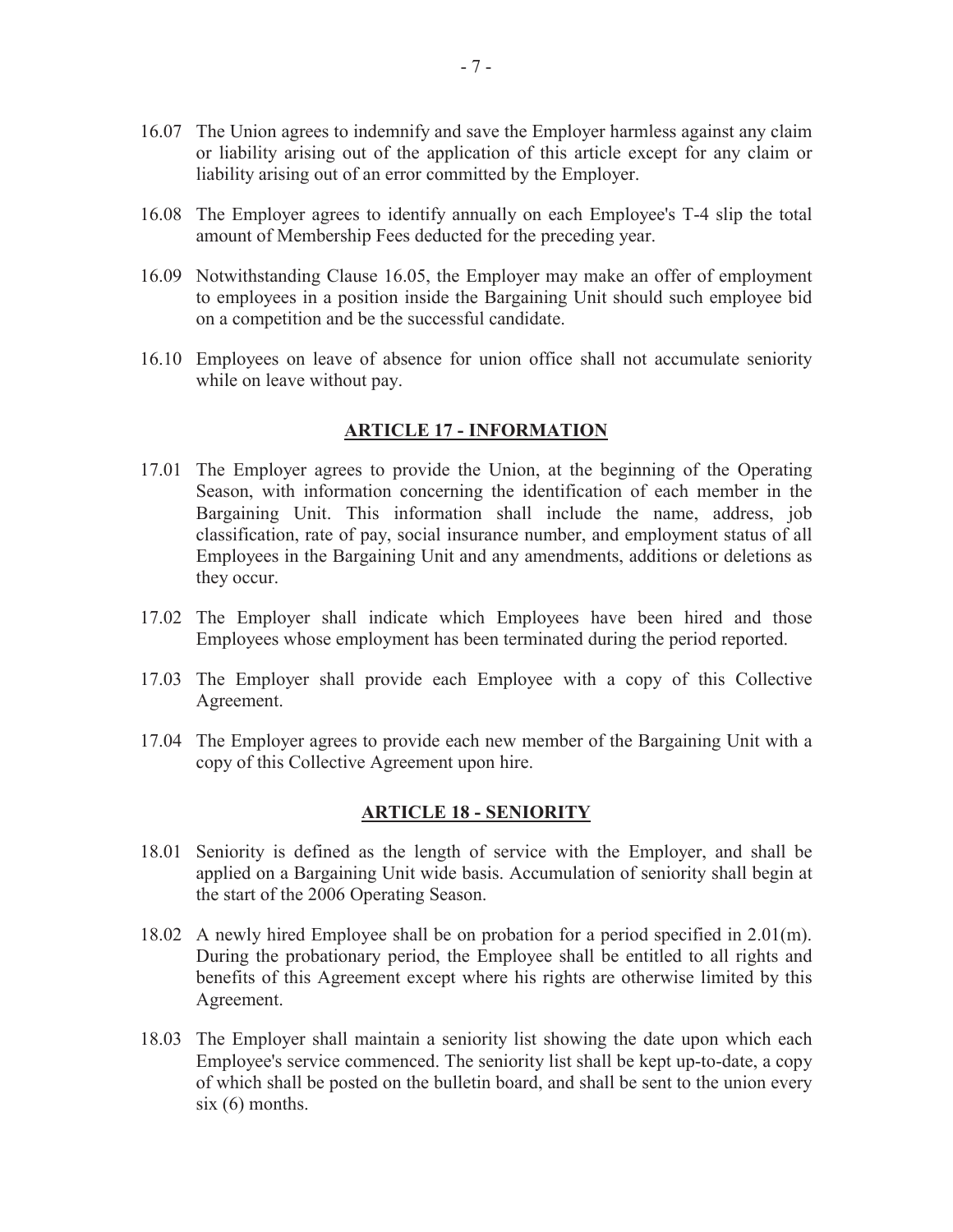16.07 The Union agrees to indemnify and save the Employer harmless against any claim or liability arising out of the application of this article except for any claim or liability arising out of an error committed by the Employer.

16.08 The Employer agrees to identify annually on each Employee's T-4 slip the total amount of Membership Fees deducted for the preceding year.

16.09 Notwithstanding Clause 16.05, the Employer may make an offer of employment to employees in a position inside the Bargaining Unit should such employee bid on a competition and be the successful candidate.

16.10 Employees on leave of absence for union office shall not accumulate seniority while on leave without pay.

## ARTICLE 17 - INFORMATION

17.01 The Employer agrees to provide the Union, at the beginning of the Operating Season, with information concerning the identification of each member in the Bargaining Unit. This information shall include the name, address, job classification, rate of pay, social insurance number, and employment status of all Employees in the Bargaining Unit and any amendments, additions or deletions as they occur.

17.02 The Employer shall indicate which Employees have been hired and those Employees whose employment has been terminated during the period reported.

17.03 The Employer shall provide each Employee with a copy of this Collective Agreement.

17.04 The Employer agrees to provide each new member of the Bargaining Unit with a copy of this Collective Agreement upon hire.

## ARTICLE 18 - SENIORITY

18.01 Seniority is defined as the length of service with the Employer, and shall be applied on a Bargaining Unit wide basis. Accumulation of seniority shall begin at the start of the 2006 Operating Season.

18.02 A newly hired Employee shall be on probation for a period specified in 2.01(m). During the probationary period, the Employee shall be entitled to all rights and benefits of this Agreement except where his rights are otherwise limited by this Agreement.

18.03 The Employer shall maintain a seniority list showing the date upon which each Employee's service commenced. The seniority list shall be kept up-to-date, a copy of which shall be posted on the bulletin board, and shall be sent to the union every six (6) months.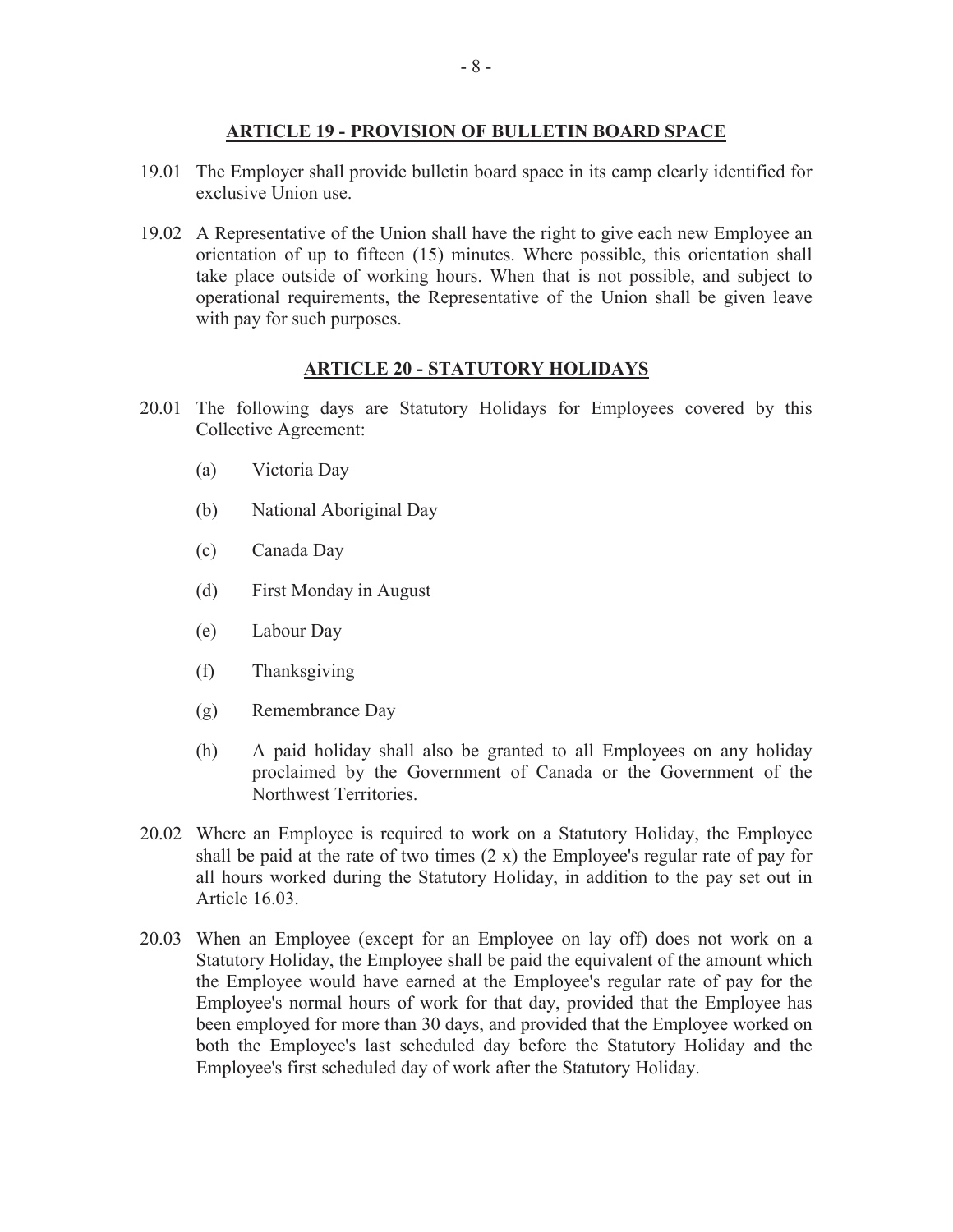## ARTICLE 19 - PROVISION OF BULLETIN BOARD SPACE

19.01 The Employer shall provide bulletin board space in its camp clearly identified for exclusive Union use.

19.02 A Representative of the Union shall have the right to give each new Employee an orientation of up to fifteen (15) minutes. Where possible, this orientation shall take place outside of working hours. When that is not possible, and subject to operational requirements, the Representative of the Union shall be given leave with pay for such purposes.

## ARTICLE 20 - STATUTORY HOLIDAYS

20.01 The following days are Statutory Holidays for Employees covered by this Collective Agreement:

(a) Victoria Day

(b) National Aboriginal Day

(c) Canada Day

(d) First Monday in August

(e) Labour Day

(f) Thanksgiving

(g) Remembrance Day

(h) A paid holiday shall also be granted to all Employees on any holiday proclaimed by the Government of Canada or the Government of the Northwest Territories.

20.02 Where an Employee is required to work on a Statutory Holiday, the Employee shall be paid at the rate of two times (2 x) the Employee's regular rate of pay for all hours worked during the Statutory Holiday, in addition to the pay set out in Article 16.03.

20.03 When an Employee (except for an Employee on lay off) does not work on a Statutory Holiday, the Employee shall be paid the equivalent of the amount which the Employee would have earned at the Employee's regular rate of pay for the Employee's normal hours of work for that day, provided that the Employee has been employed for more than 30 days, and provided that the Employee worked on both the Employee's last scheduled day before the Statutory Holiday and the Employee's first scheduled day of work after the Statutory Holiday.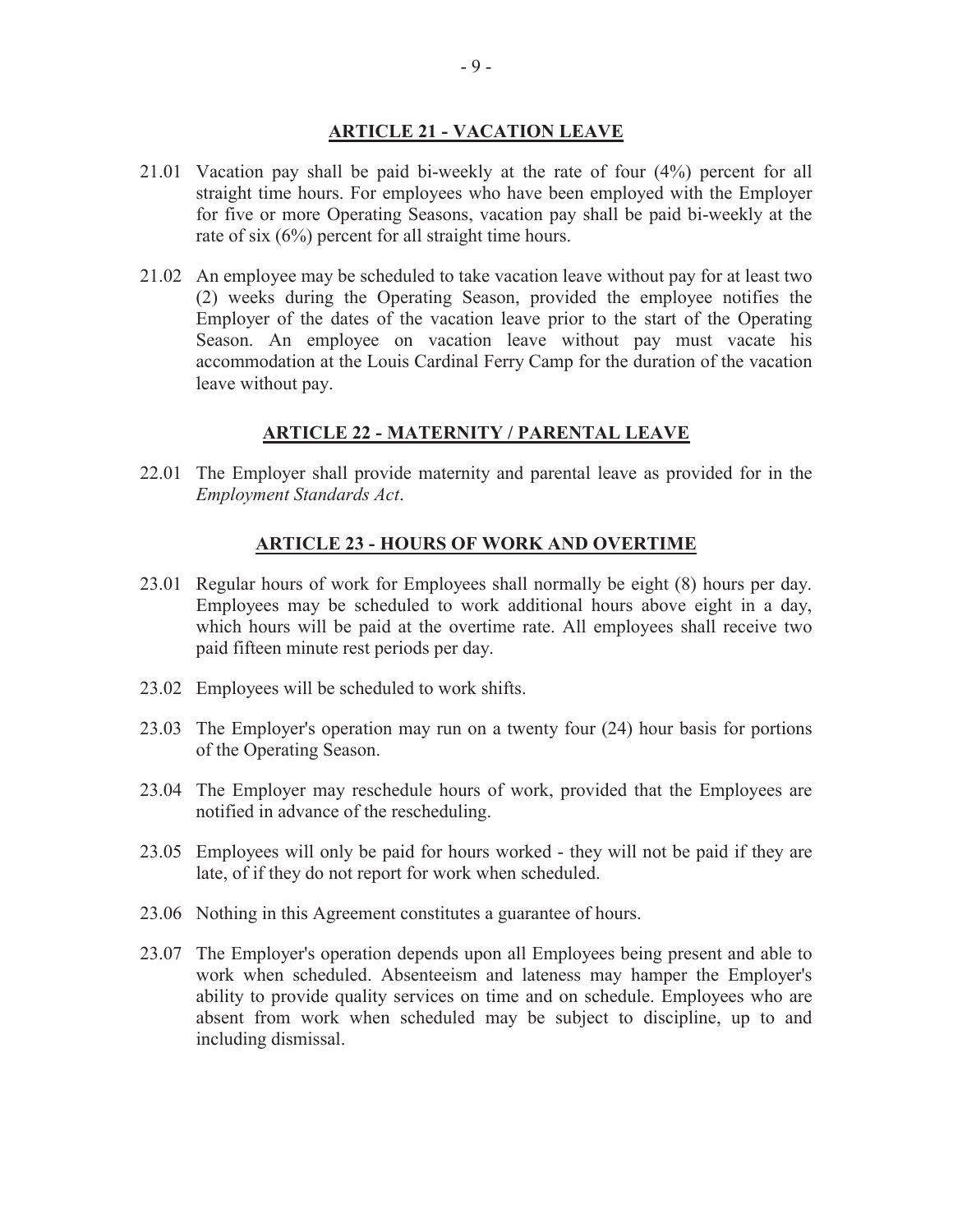## ARTICLE 21 - VACATION LEAVE

21.01 Vacation pay shall be paid bi-weekly at the rate of four (4%) percent for all straight time hours. For employees who have been employed with the Employer for five or more Operating Seasons, vacation pay shall be paid bi-weekly at the rate of six (6%) percent for all straight time hours.

21.02 An employee may be scheduled to take vacation leave without pay for at least two (2) weeks during the Operating Season, provided the employee notifies the Employer of the dates of the vacation leave prior to the start of the Operating Season. An employee on vacation leave without pay must vacate his accommodation at the Louis Cardinal Ferry Camp for the duration of the vacation leave without pay.

## ARTICLE 22 - MATERNITY / PARENTAL LEAVE

22.01 The Employer shall provide maternity and parental leave as provided for in the *Employment Standards Act*.

## ARTICLE 23 - HOURS OF WORK AND OVERTIME

23.01 Regular hours of work for Employees shall normally be eight (8) hours per day. Employees may be scheduled to work additional hours above eight in a day, which hours will be paid at the overtime rate. All employees shall receive two paid fifteen minute rest periods per day.

23.02 Employees will be scheduled to work shifts.

23.03 The Employer's operation may run on a twenty four (24) hour basis for portions of the Operating Season.

23.04 The Employer may reschedule hours of work, provided that the Employees are notified in advance of the rescheduling.

23.05 Employees will only be paid for hours worked - they will not be paid if they are late, of if they do not report for work when scheduled.

23.06 Nothing in this Agreement constitutes a guarantee of hours.

23.07 The Employer's operation depends upon all Employees being present and able to work when scheduled. Absenteeism and lateness may hamper the Employer's ability to provide quality services on time and on schedule. Employees who are absent from work when scheduled may be subject to discipline, up to and including dismissal.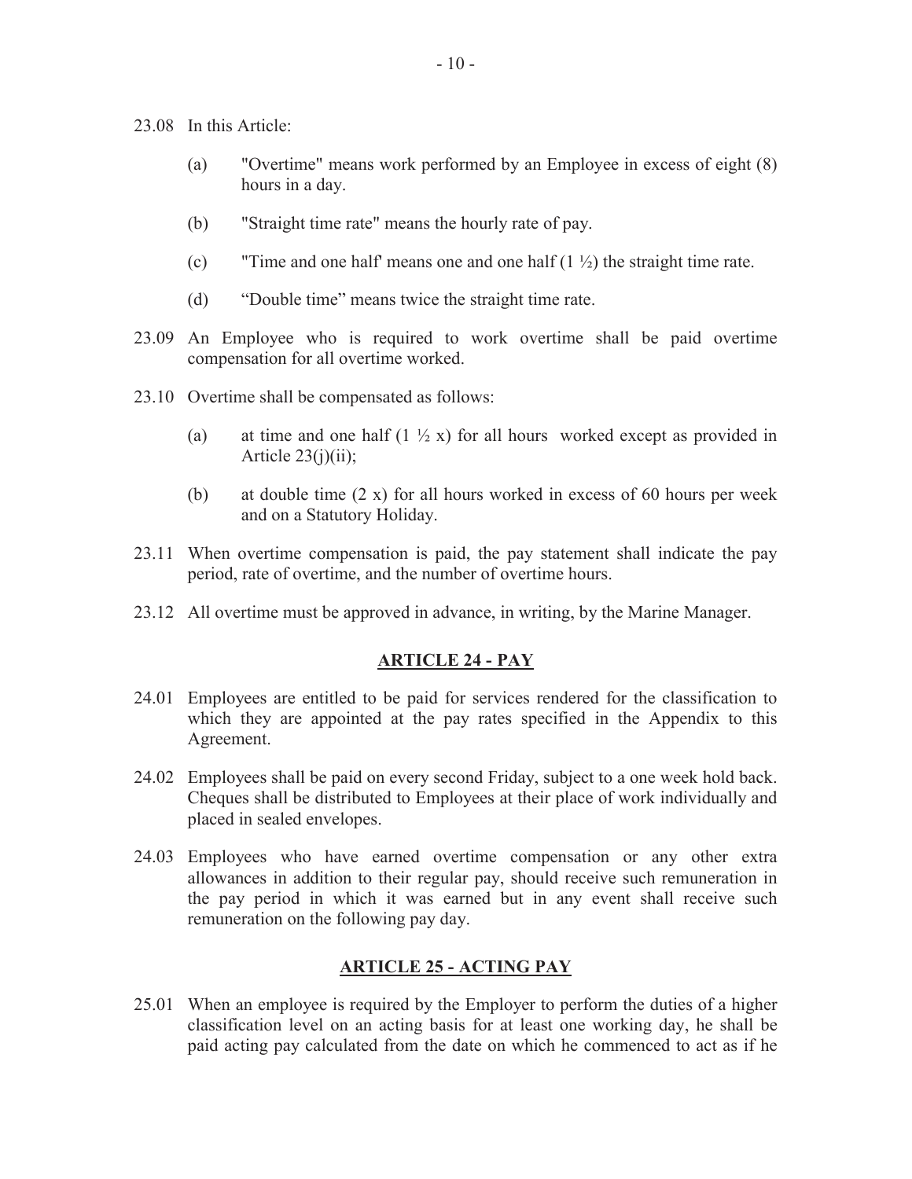23.08 In this Article:

(a) "Overtime" means work performed by an Employee in excess of eight (8) hours in a day.

(b) "Straight time rate" means the hourly rate of pay.

(c) "Time and one half' means one and one half (1 ½) the straight time rate.

(d) "Double time" means twice the straight time rate.

23.09 An Employee who is required to work overtime shall be paid overtime compensation for all overtime worked.

23.10 Overtime shall be compensated as follows:

(a) at time and one half (1 ½ x) for all hours worked except as provided in Article 23(j)(ii);

(b) at double time (2 x) for all hours worked in excess of 60 hours per week and on a Statutory Holiday.

23.11 When overtime compensation is paid, the pay statement shall indicate the pay period, rate of overtime, and the number of overtime hours.

23.12 All overtime must be approved in advance, in writing, by the Marine Manager.

## ARTICLE 24 - PAY

24.01 Employees are entitled to be paid for services rendered for the classification to which they are appointed at the pay rates specified in the Appendix to this Agreement.

24.02 Employees shall be paid on every second Friday, subject to a one week hold back. Cheques shall be distributed to Employees at their place of work individually and placed in sealed envelopes.

24.03 Employees who have earned overtime compensation or any other extra allowances in addition to their regular pay, should receive such remuneration in the pay period in which it was earned but in any event shall receive such remuneration on the following pay day.

## ARTICLE 25 - ACTING PAY

25.01 When an employee is required by the Employer to perform the duties of a higher classification level on an acting basis for at least one working day, he shall be paid acting pay calculated from the date on which he commenced to act as if he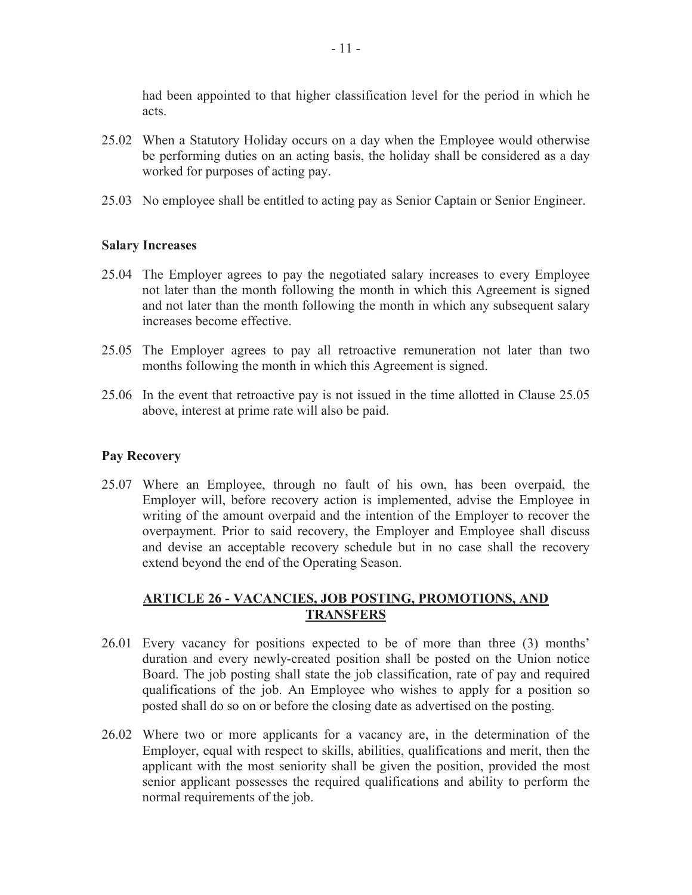had been appointed to that higher classification level for the period in which he acts.

25.02 When a Statutory Holiday occurs on a day when the Employee would otherwise be performing duties on an acting basis, the holiday shall be considered as a day worked for purposes of acting pay.

25.03 No employee shall be entitled to acting pay as Senior Captain or Senior Engineer.

**Salary Increases**

25.04 The Employer agrees to pay the negotiated salary increases to every Employee not later than the month following the month in which this Agreement is signed and not later than the month following the month in which any subsequent salary increases become effective.

25.05 The Employer agrees to pay all retroactive remuneration not later than two months following the month in which this Agreement is signed.

25.06 In the event that retroactive pay is not issued in the time allotted in Clause 25.05 above, interest at prime rate will also be paid.

**Pay Recovery**

25.07 Where an Employee, through no fault of his own, has been overpaid, the Employer will, before recovery action is implemented, advise the Employee in writing of the amount overpaid and the intention of the Employer to recover the overpayment. Prior to said recovery, the Employer and Employee shall discuss and devise an acceptable recovery schedule but in no case shall the recovery extend beyond the end of the Operating Season.

## ARTICLE 26 - VACANCIES, JOB POSTING, PROMOTIONS, AND TRANSFERS

26.01 Every vacancy for positions expected to be of more than three (3) months' duration and every newly-created position shall be posted on the Union notice Board. The job posting shall state the job classification, rate of pay and required qualifications of the job. An Employee who wishes to apply for a position so posted shall do so on or before the closing date as advertised on the posting.

26.02 Where two or more applicants for a vacancy are, in the determination of the Employer, equal with respect to skills, abilities, qualifications and merit, then the applicant with the most seniority shall be given the position, provided the most senior applicant possesses the required qualifications and ability to perform the normal requirements of the job.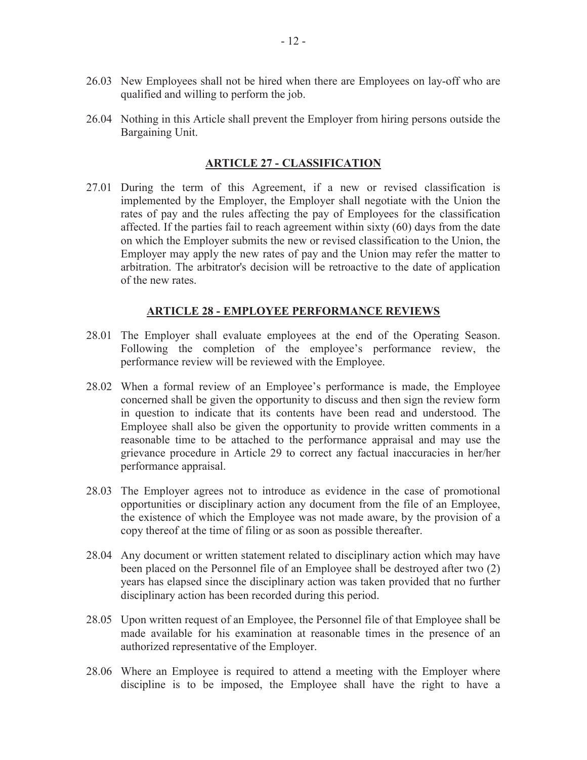26.03 New Employees shall not be hired when there are Employees on lay-off who are qualified and willing to perform the job.

26.04 Nothing in this Article shall prevent the Employer from hiring persons outside the Bargaining Unit.

## ARTICLE 27 - CLASSIFICATION

27.01 During the term of this Agreement, if a new or revised classification is implemented by the Employer, the Employer shall negotiate with the Union the rates of pay and the rules affecting the pay of Employees for the classification affected. If the parties fail to reach agreement within sixty (60) days from the date on which the Employer submits the new or revised classification to the Union, the Employer may apply the new rates of pay and the Union may refer the matter to arbitration. The arbitrator's decision will be retroactive to the date of application of the new rates.

## ARTICLE 28 - EMPLOYEE PERFORMANCE REVIEWS

28.01 The Employer shall evaluate employees at the end of the Operating Season. Following the completion of the employee's performance review, the performance review will be reviewed with the Employee.

28.02 When a formal review of an Employee's performance is made, the Employee concerned shall be given the opportunity to discuss and then sign the review form in question to indicate that its contents have been read and understood. The Employee shall also be given the opportunity to provide written comments in a reasonable time to be attached to the performance appraisal and may use the grievance procedure in Article 29 to correct any factual inaccuracies in her/her performance appraisal.

28.03 The Employer agrees not to introduce as evidence in the case of promotional opportunities or disciplinary action any document from the file of an Employee, the existence of which the Employee was not made aware, by the provision of a copy thereof at the time of filing or as soon as possible thereafter.

28.04 Any document or written statement related to disciplinary action which may have been placed on the Personnel file of an Employee shall be destroyed after two (2) years has elapsed since the disciplinary action was taken provided that no further disciplinary action has been recorded during this period.

28.05 Upon written request of an Employee, the Personnel file of that Employee shall be made available for his examination at reasonable times in the presence of an authorized representative of the Employer.

28.06 Where an Employee is required to attend a meeting with the Employer where discipline is to be imposed, the Employee shall have the right to have a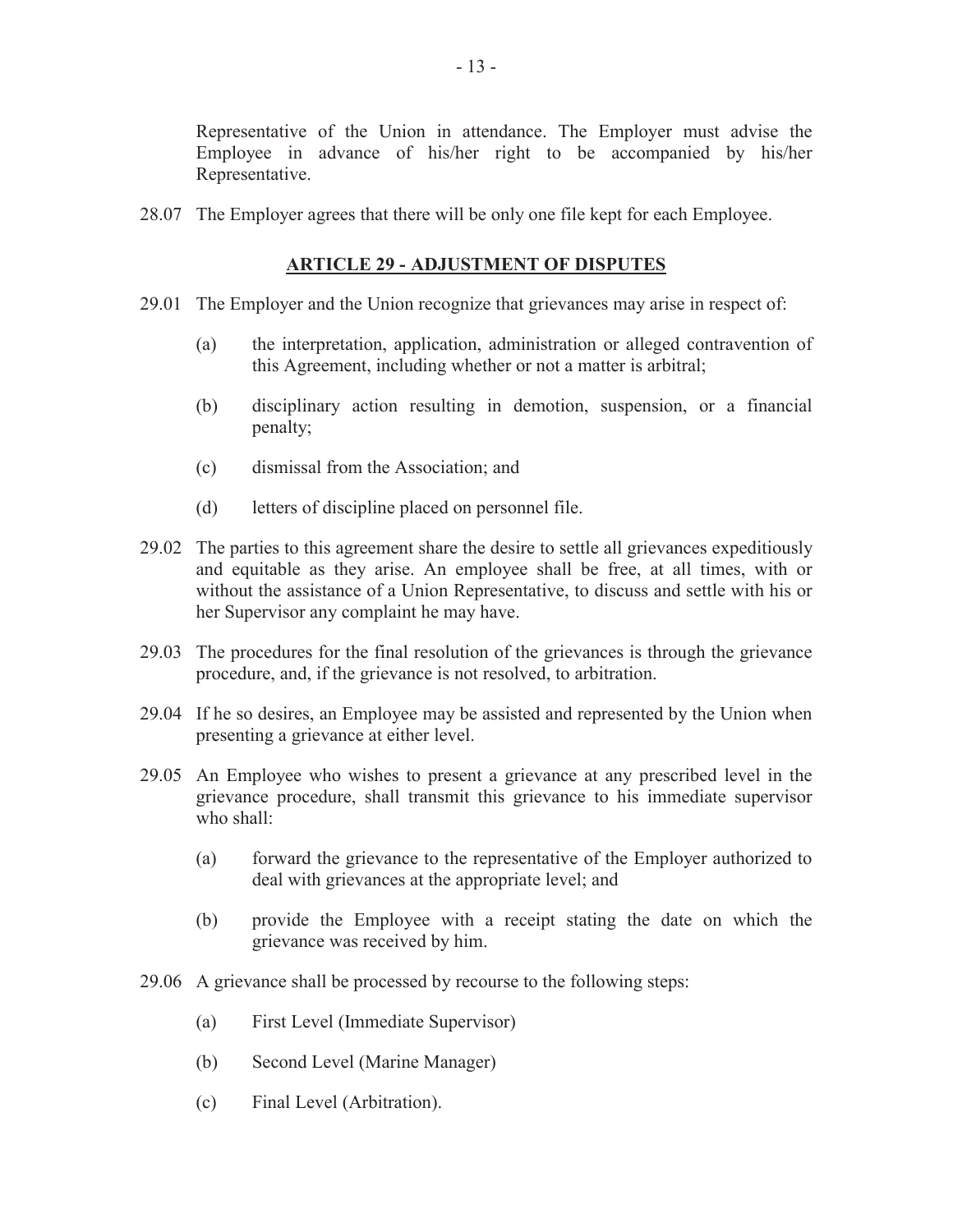Representative of the Union in attendance. The Employer must advise the Employee in advance of his/her right to be accompanied by his/her Representative.

28.07 The Employer agrees that there will be only one file kept for each Employee.

## ARTICLE 29 - ADJUSTMENT OF DISPUTES

29.01 The Employer and the Union recognize that grievances may arise in respect of:

(a) the interpretation, application, administration or alleged contravention of this Agreement, including whether or not a matter is arbitral;

(b) disciplinary action resulting in demotion, suspension, or a financial penalty;

(c) dismissal from the Association; and

(d) letters of discipline placed on personnel file.

29.02 The parties to this agreement share the desire to settle all grievances expeditiously and equitable as they arise. An employee shall be free, at all times, with or without the assistance of a Union Representative, to discuss and settle with his or her Supervisor any complaint he may have.

29.03 The procedures for the final resolution of the grievances is through the grievance procedure, and, if the grievance is not resolved, to arbitration.

29.04 If he so desires, an Employee may be assisted and represented by the Union when presenting a grievance at either level.

29.05 An Employee who wishes to present a grievance at any prescribed level in the grievance procedure, shall transmit this grievance to his immediate supervisor who shall:

(a) forward the grievance to the representative of the Employer authorized to deal with grievances at the appropriate level; and

(b) provide the Employee with a receipt stating the date on which the grievance was received by him.

29.06 A grievance shall be processed by recourse to the following steps:

(a) First Level (Immediate Supervisor)

(b) Second Level (Marine Manager)

(c) Final Level (Arbitration).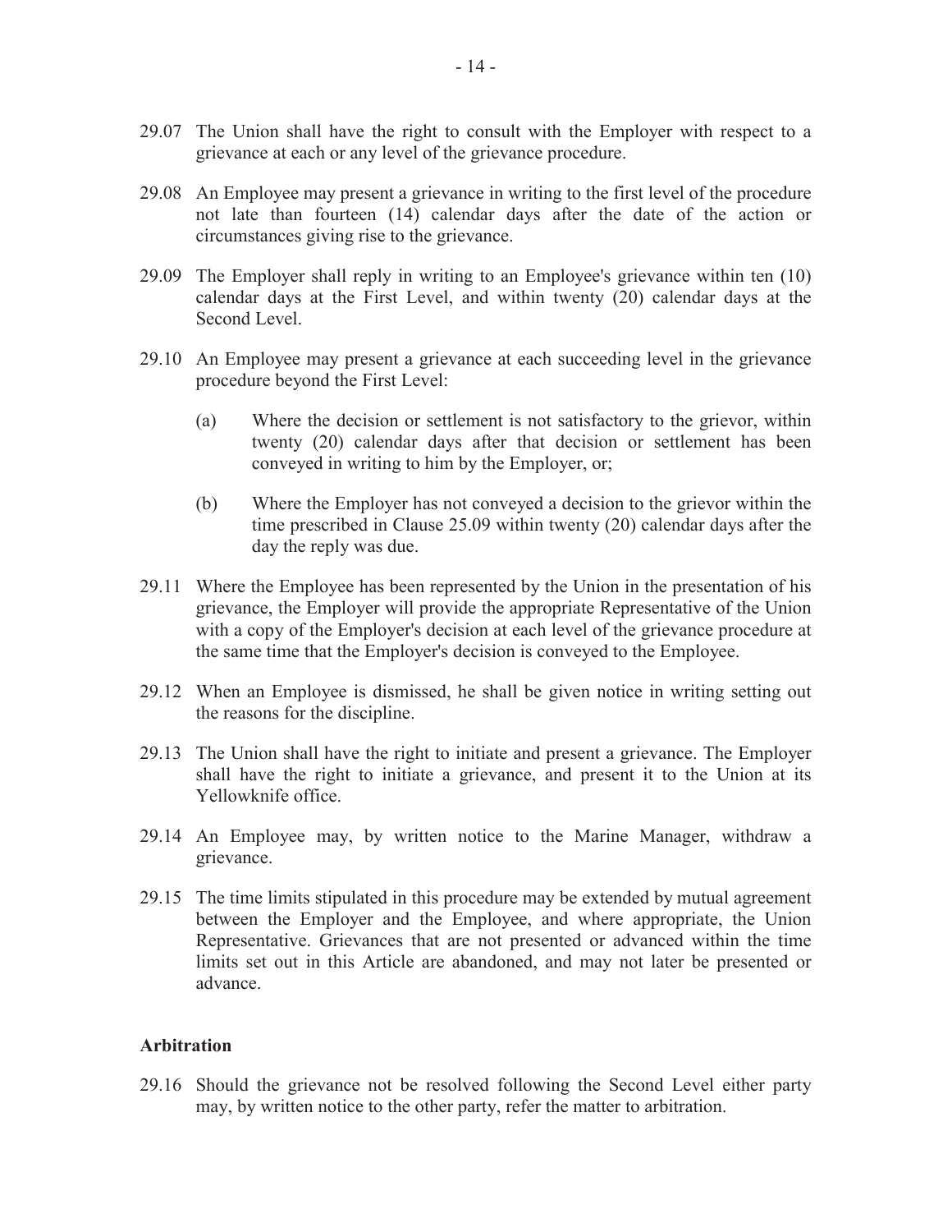29.07 The Union shall have the right to consult with the Employer with respect to a grievance at each or any level of the grievance procedure.

29.08 An Employee may present a grievance in writing to the first level of the procedure not late than fourteen (14) calendar days after the date of the action or circumstances giving rise to the grievance.

29.09 The Employer shall reply in writing to an Employee's grievance within ten (10) calendar days at the First Level, and within twenty (20) calendar days at the Second Level.

29.10 An Employee may present a grievance at each succeeding level in the grievance procedure beyond the First Level:

(a) Where the decision or settlement is not satisfactory to the grievor, within twenty (20) calendar days after that decision or settlement has been conveyed in writing to him by the Employer, or;

(b) Where the Employer has not conveyed a decision to the grievor within the time prescribed in Clause 25.09 within twenty (20) calendar days after the day the reply was due.

29.11 Where the Employee has been represented by the Union in the presentation of his grievance, the Employer will provide the appropriate Representative of the Union with a copy of the Employer's decision at each level of the grievance procedure at the same time that the Employer's decision is conveyed to the Employee.

29.12 When an Employee is dismissed, he shall be given notice in writing setting out the reasons for the discipline.

29.13 The Union shall have the right to initiate and present a grievance. The Employer shall have the right to initiate a grievance, and present it to the Union at its Yellowknife office.

29.14 An Employee may, by written notice to the Marine Manager, withdraw a grievance.

29.15 The time limits stipulated in this procedure may be extended by mutual agreement between the Employer and the Employee, and where appropriate, the Union Representative. Grievances that are not presented or advanced within the time limits set out in this Article are abandoned, and may not later be presented or advance.

**Arbitration**

29.16 Should the grievance not be resolved following the Second Level either party may, by written notice to the other party, refer the matter to arbitration.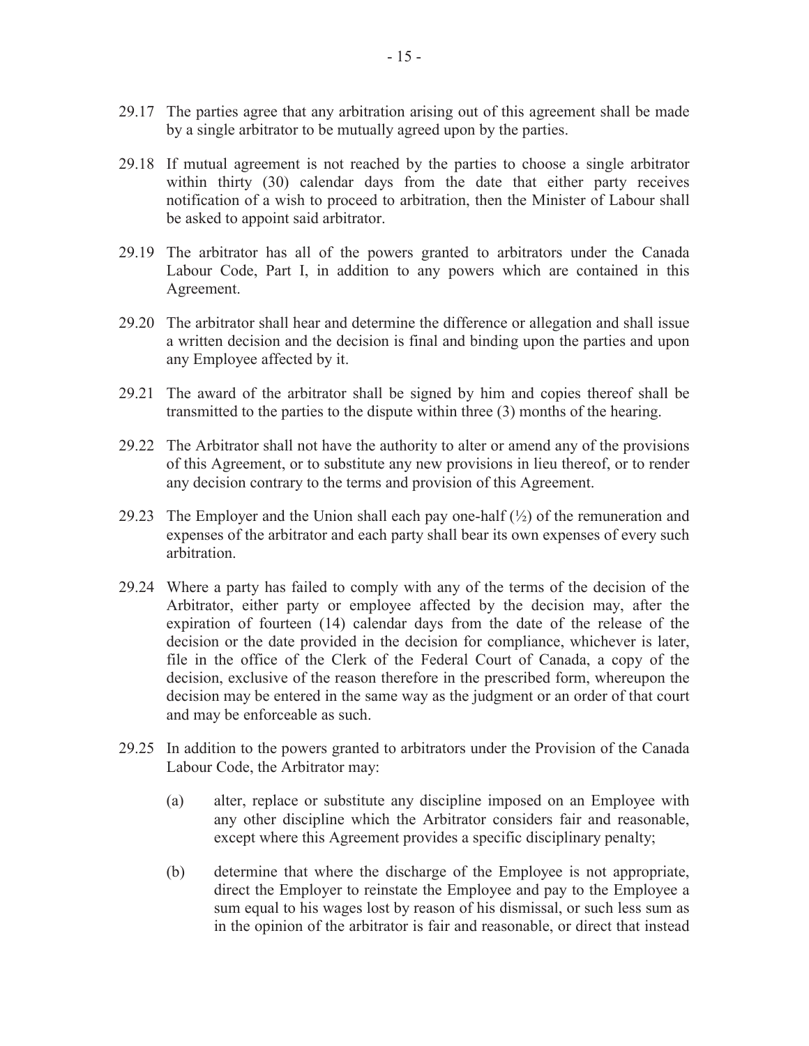29.17 The parties agree that any arbitration arising out of this agreement shall be made by a single arbitrator to be mutually agreed upon by the parties.

29.18 If mutual agreement is not reached by the parties to choose a single arbitrator within thirty (30) calendar days from the date that either party receives notification of a wish to proceed to arbitration, then the Minister of Labour shall be asked to appoint said arbitrator.

29.19 The arbitrator has all of the powers granted to arbitrators under the Canada Labour Code, Part I, in addition to any powers which are contained in this Agreement.

29.20 The arbitrator shall hear and determine the difference or allegation and shall issue a written decision and the decision is final and binding upon the parties and upon any Employee affected by it.

29.21 The award of the arbitrator shall be signed by him and copies thereof shall be transmitted to the parties to the dispute within three (3) months of the hearing.

29.22 The Arbitrator shall not have the authority to alter or amend any of the provisions of this Agreement, or to substitute any new provisions in lieu thereof, or to render any decision contrary to the terms and provision of this Agreement.

29.23 The Employer and the Union shall each pay one-half (½) of the remuneration and expenses of the arbitrator and each party shall bear its own expenses of every such arbitration.

29.24 Where a party has failed to comply with any of the terms of the decision of the Arbitrator, either party or employee affected by the decision may, after the expiration of fourteen (14) calendar days from the date of the release of the decision or the date provided in the decision for compliance, whichever is later, file in the office of the Clerk of the Federal Court of Canada, a copy of the decision, exclusive of the reason therefore in the prescribed form, whereupon the decision may be entered in the same way as the judgment or an order of that court and may be enforceable as such.

29.25 In addition to the powers granted to arbitrators under the Provision of the Canada Labour Code, the Arbitrator may:

(a) alter, replace or substitute any discipline imposed on an Employee with any other discipline which the Arbitrator considers fair and reasonable, except where this Agreement provides a specific disciplinary penalty;

(b) determine that where the discharge of the Employee is not appropriate, direct the Employer to reinstate the Employee and pay to the Employee a sum equal to his wages lost by reason of his dismissal, or such less sum as in the opinion of the arbitrator is fair and reasonable, or direct that instead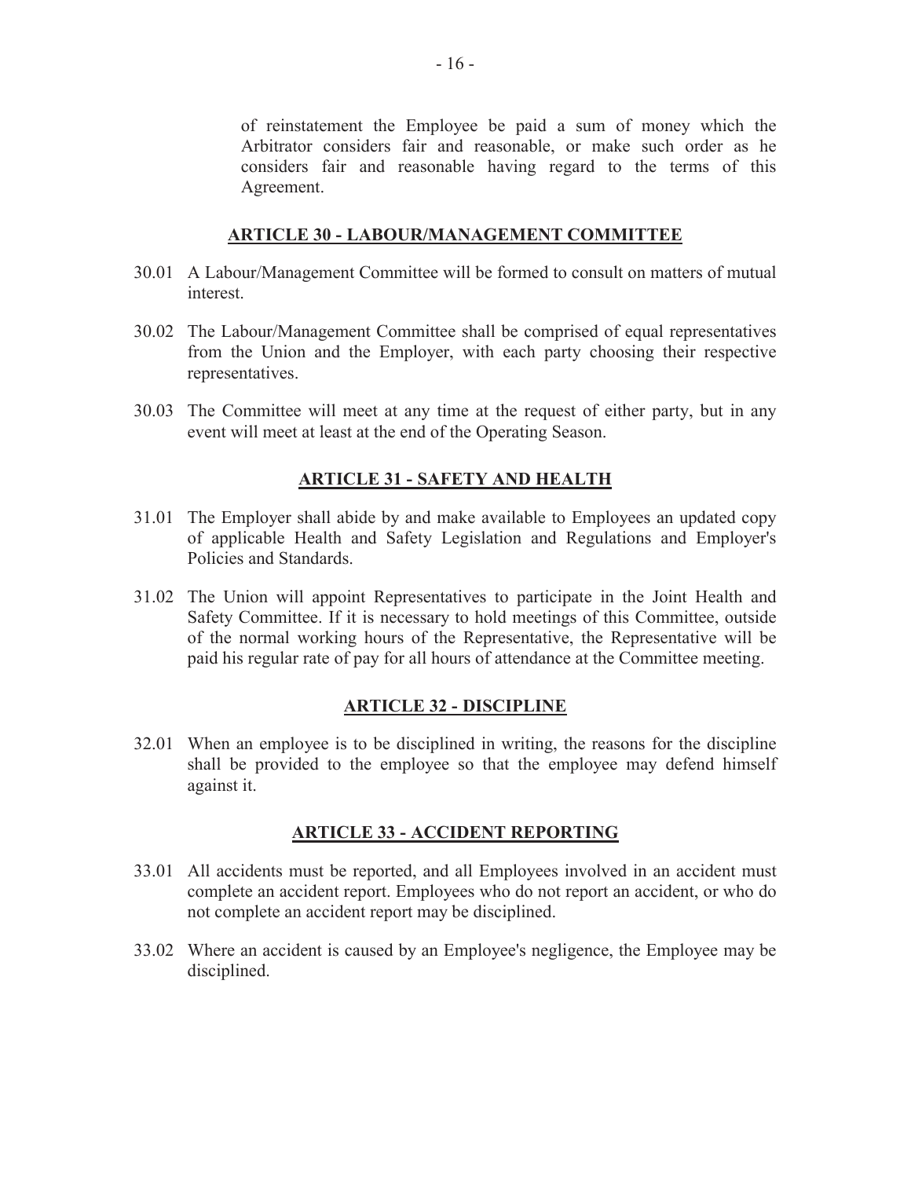of reinstatement the Employee be paid a sum of money which the Arbitrator considers fair and reasonable, or make such order as he considers fair and reasonable having regard to the terms of this Agreement.

## ARTICLE 30 - LABOUR/MANAGEMENT COMMITTEE

30.01 A Labour/Management Committee will be formed to consult on matters of mutual interest.

30.02 The Labour/Management Committee shall be comprised of equal representatives from the Union and the Employer, with each party choosing their respective representatives.

30.03 The Committee will meet at any time at the request of either party, but in any event will meet at least at the end of the Operating Season.

## ARTICLE 31 - SAFETY AND HEALTH

31.01 The Employer shall abide by and make available to Employees an updated copy of applicable Health and Safety Legislation and Regulations and Employer's Policies and Standards.

31.02 The Union will appoint Representatives to participate in the Joint Health and Safety Committee. If it is necessary to hold meetings of this Committee, outside of the normal working hours of the Representative, the Representative will be paid his regular rate of pay for all hours of attendance at the Committee meeting.

## ARTICLE 32 - DISCIPLINE

32.01 When an employee is to be disciplined in writing, the reasons for the discipline shall be provided to the employee so that the employee may defend himself against it.

## ARTICLE 33 - ACCIDENT REPORTING

33.01 All accidents must be reported, and all Employees involved in an accident must complete an accident report. Employees who do not report an accident, or who do not complete an accident report may be disciplined.

33.02 Where an accident is caused by an Employee's negligence, the Employee may be disciplined.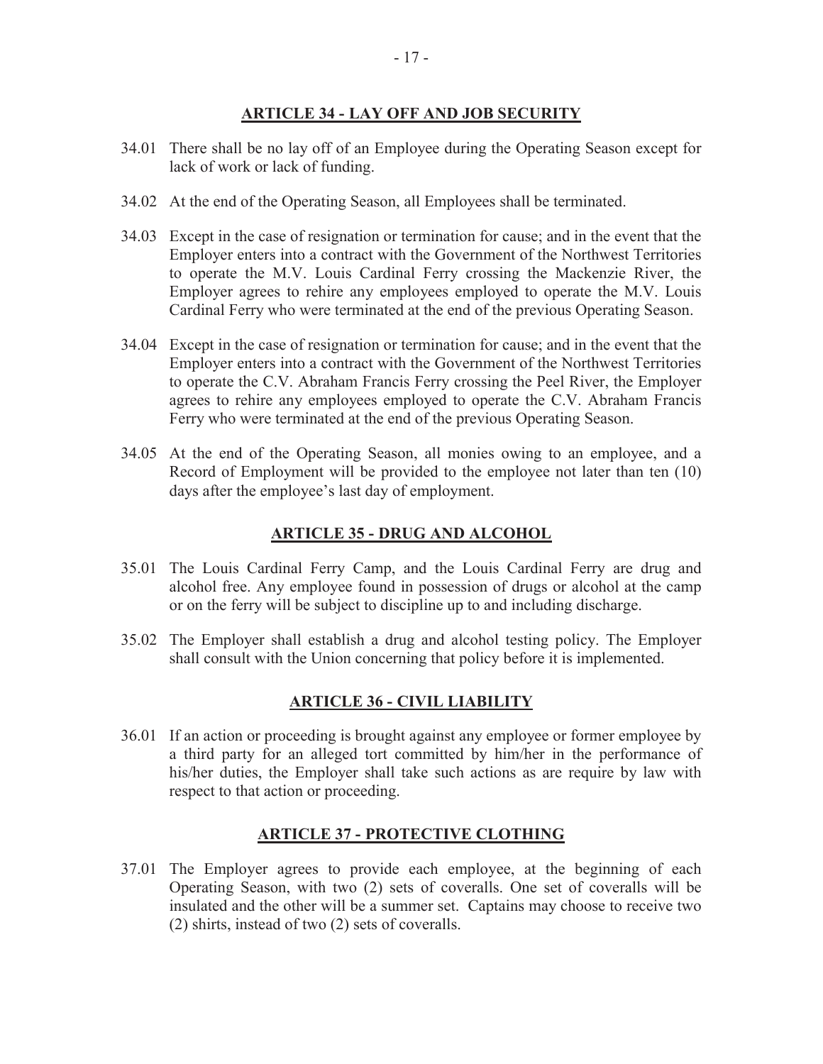## ARTICLE 34 - LAY OFF AND JOB SECURITY

34.01 There shall be no lay off of an Employee during the Operating Season except for lack of work or lack of funding.

34.02 At the end of the Operating Season, all Employees shall be terminated.

34.03 Except in the case of resignation or termination for cause; and in the event that the Employer enters into a contract with the Government of the Northwest Territories to operate the M.V. Louis Cardinal Ferry crossing the Mackenzie River, the Employer agrees to rehire any employees employed to operate the M.V. Louis Cardinal Ferry who were terminated at the end of the previous Operating Season.

34.04 Except in the case of resignation or termination for cause; and in the event that the Employer enters into a contract with the Government of the Northwest Territories to operate the C.V. Abraham Francis Ferry crossing the Peel River, the Employer agrees to rehire any employees employed to operate the C.V. Abraham Francis Ferry who were terminated at the end of the previous Operating Season.

34.05 At the end of the Operating Season, all monies owing to an employee, and a Record of Employment will be provided to the employee not later than ten (10) days after the employee's last day of employment.

## ARTICLE 35 - DRUG AND ALCOHOL

35.01 The Louis Cardinal Ferry Camp, and the Louis Cardinal Ferry are drug and alcohol free. Any employee found in possession of drugs or alcohol at the camp or on the ferry will be subject to discipline up to and including discharge.

35.02 The Employer shall establish a drug and alcohol testing policy. The Employer shall consult with the Union concerning that policy before it is implemented.

## ARTICLE 36 - CIVIL LIABILITY

36.01 If an action or proceeding is brought against any employee or former employee by a third party for an alleged tort committed by him/her in the performance of his/her duties, the Employer shall take such actions as are require by law with respect to that action or proceeding.

## ARTICLE 37 - PROTECTIVE CLOTHING

37.01 The Employer agrees to provide each employee, at the beginning of each Operating Season, with two (2) sets of coveralls. One set of coveralls will be insulated and the other will be a summer set. Captains may choose to receive two (2) shirts, instead of two (2) sets of coveralls.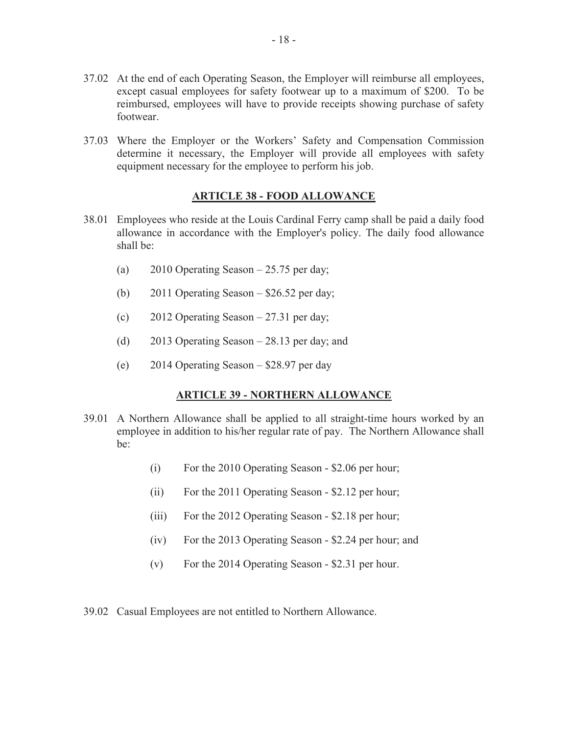37.02 At the end of each Operating Season, the Employer will reimburse all employees, except casual employees for safety footwear up to a maximum of $200. To be reimbursed, employees will have to provide receipts showing purchase of safety footwear.

37.03 Where the Employer or the Workers' Safety and Compensation Commission determine it necessary, the Employer will provide all employees with safety equipment necessary for the employee to perform his job.

## ARTICLE 38 - FOOD ALLOWANCE

38.01 Employees who reside at the Louis Cardinal Ferry camp shall be paid a daily food allowance in accordance with the Employer's policy. The daily food allowance shall be:

(a) 2010 Operating Season – 25.75 per day;

(b) 2011 Operating Season – $26.52 per day;

(c) 2012 Operating Season – 27.31 per day;

(d) 2013 Operating Season – 28.13 per day; and

(e) 2014 Operating Season – $28.97 per day

## ARTICLE 39 - NORTHERN ALLOWANCE

39.01 A Northern Allowance shall be applied to all straight-time hours worked by an employee in addition to his/her regular rate of pay. The Northern Allowance shall be:

(i) For the 2010 Operating Season - $2.06 per hour;

(ii) For the 2011 Operating Season - $2.12 per hour;

(iii) For the 2012 Operating Season - $2.18 per hour;

(iv) For the 2013 Operating Season - $2.24 per hour; and

(v) For the 2014 Operating Season - $2.31 per hour.

39.02 Casual Employees are not entitled to Northern Allowance.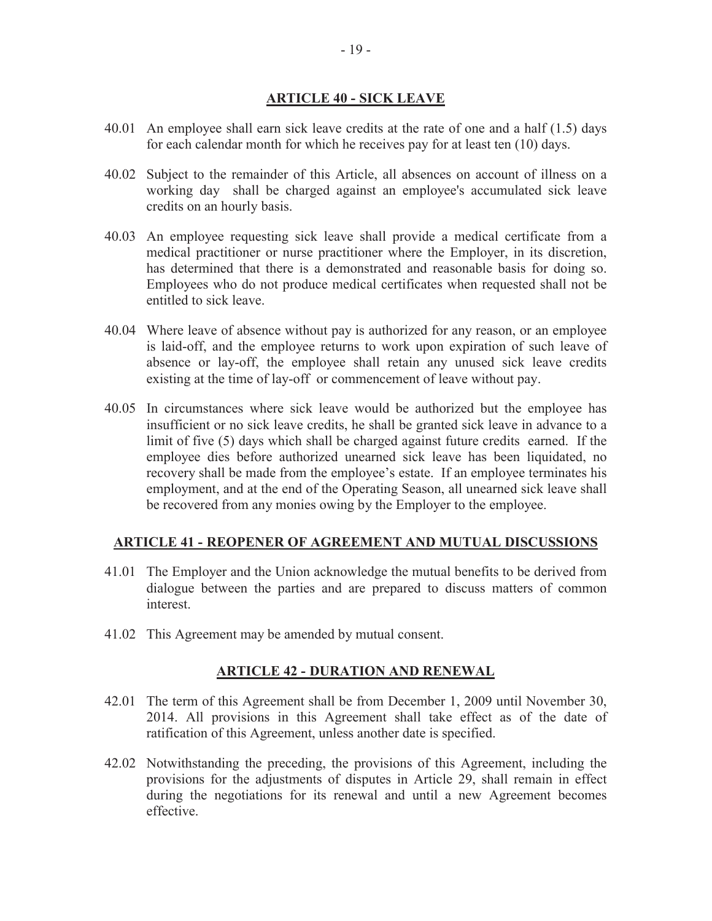## ARTICLE 40 - SICK LEAVE

40.01 An employee shall earn sick leave credits at the rate of one and a half (1.5) days for each calendar month for which he receives pay for at least ten (10) days.

40.02 Subject to the remainder of this Article, all absences on account of illness on a working day shall be charged against an employee's accumulated sick leave credits on an hourly basis.

40.03 An employee requesting sick leave shall provide a medical certificate from a medical practitioner or nurse practitioner where the Employer, in its discretion, has determined that there is a demonstrated and reasonable basis for doing so. Employees who do not produce medical certificates when requested shall not be entitled to sick leave.

40.04 Where leave of absence without pay is authorized for any reason, or an employee is laid-off, and the employee returns to work upon expiration of such leave of absence or lay-off, the employee shall retain any unused sick leave credits existing at the time of lay-off or commencement of leave without pay.

40.05 In circumstances where sick leave would be authorized but the employee has insufficient or no sick leave credits, he shall be granted sick leave in advance to a limit of five (5) days which shall be charged against future credits earned. If the employee dies before authorized unearned sick leave has been liquidated, no recovery shall be made from the employee's estate. If an employee terminates his employment, and at the end of the Operating Season, all unearned sick leave shall be recovered from any monies owing by the Employer to the employee.

## ARTICLE 41 - REOPENER OF AGREEMENT AND MUTUAL DISCUSSIONS

41.01 The Employer and the Union acknowledge the mutual benefits to be derived from dialogue between the parties and are prepared to discuss matters of common interest.

41.02 This Agreement may be amended by mutual consent.

## ARTICLE 42 - DURATION AND RENEWAL

42.01 The term of this Agreement shall be from December 1, 2009 until November 30, 2014. All provisions in this Agreement shall take effect as of the date of ratification of this Agreement, unless another date is specified.

42.02 Notwithstanding the preceding, the provisions of this Agreement, including the provisions for the adjustments of disputes in Article 29, shall remain in effect during the negotiations for its renewal and until a new Agreement becomes effective.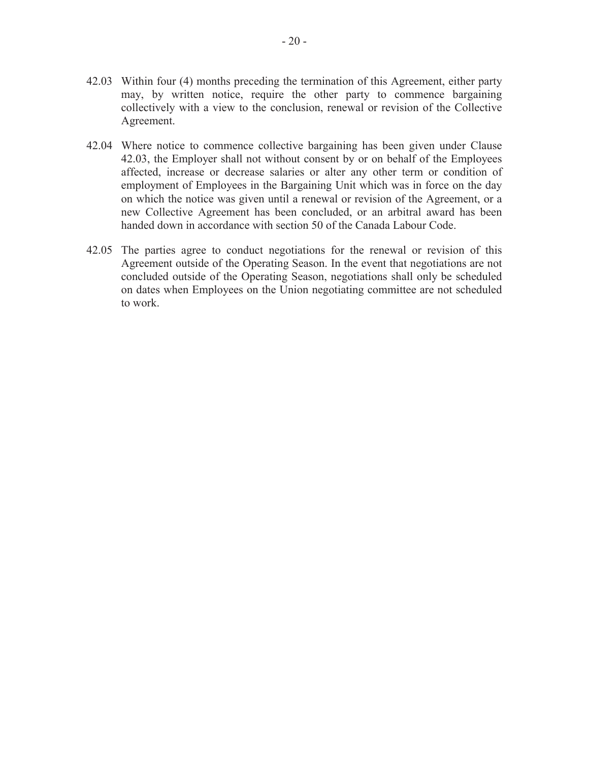42.03 Within four (4) months preceding the termination of this Agreement, either party may, by written notice, require the other party to commence bargaining collectively with a view to the conclusion, renewal or revision of the Collective Agreement.

42.04 Where notice to commence collective bargaining has been given under Clause 42.03, the Employer shall not without consent by or on behalf of the Employees affected, increase or decrease salaries or alter any other term or condition of employment of Employees in the Bargaining Unit which was in force on the day on which the notice was given until a renewal or revision of the Agreement, or a new Collective Agreement has been concluded, or an arbitral award has been handed down in accordance with section 50 of the Canada Labour Code.

42.05 The parties agree to conduct negotiations for the renewal or revision of this Agreement outside of the Operating Season. In the event that negotiations are not concluded outside of the Operating Season, negotiations shall only be scheduled on dates when Employees on the Union negotiating committee are not scheduled to work.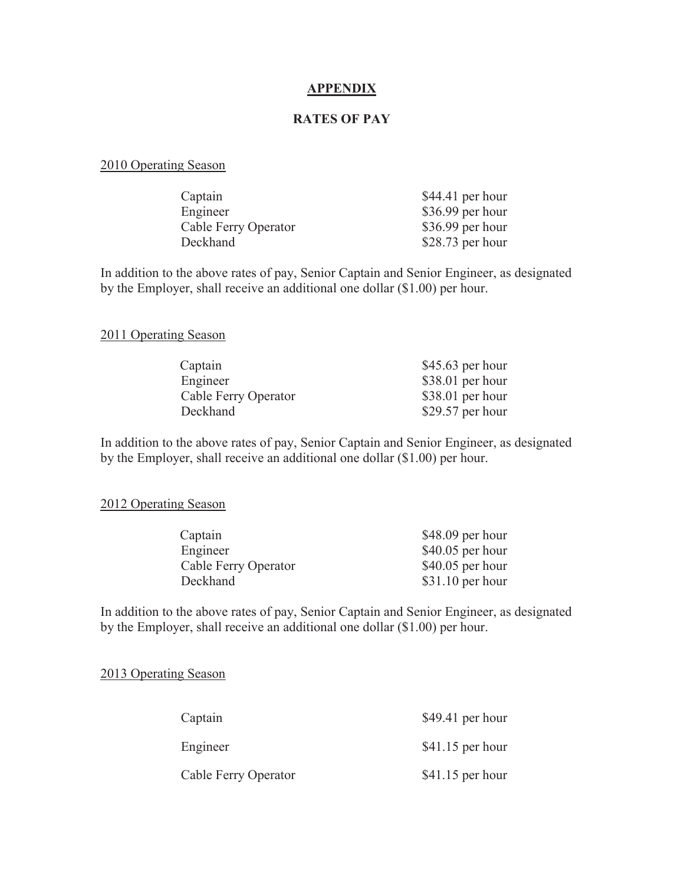# APPENDIX

## RATES OF PAY

2010 Operating Season

| | |
|---|---|
| Captain | $44.41 per hour |
| Engineer | $36.99 per hour |
| Cable Ferry Operator | $36.99 per hour |
| Deckhand | $28.73 per hour |

In addition to the above rates of pay, Senior Captain and Senior Engineer, as designated by the Employer, shall receive an additional one dollar ($1.00) per hour.

2011 Operating Season

| | |
|---|---|
| Captain | $45.63 per hour |
| Engineer | $38.01 per hour |
| Cable Ferry Operator | $38.01 per hour |
| Deckhand | $29.57 per hour |

In addition to the above rates of pay, Senior Captain and Senior Engineer, as designated by the Employer, shall receive an additional one dollar ($1.00) per hour.

2012 Operating Season

| | |
|---|---|
| Captain | $48.09 per hour |
| Engineer | $40.05 per hour |
| Cable Ferry Operator | $40.05 per hour |
| Deckhand | $31.10 per hour |

In addition to the above rates of pay, Senior Captain and Senior Engineer, as designated by the Employer, shall receive an additional one dollar ($1.00) per hour.

2013 Operating Season

| | |
|---|---|
| Captain | $49.41 per hour |
| Engineer | $41.15 per hour |
| Cable Ferry Operator | $41.15 per hour |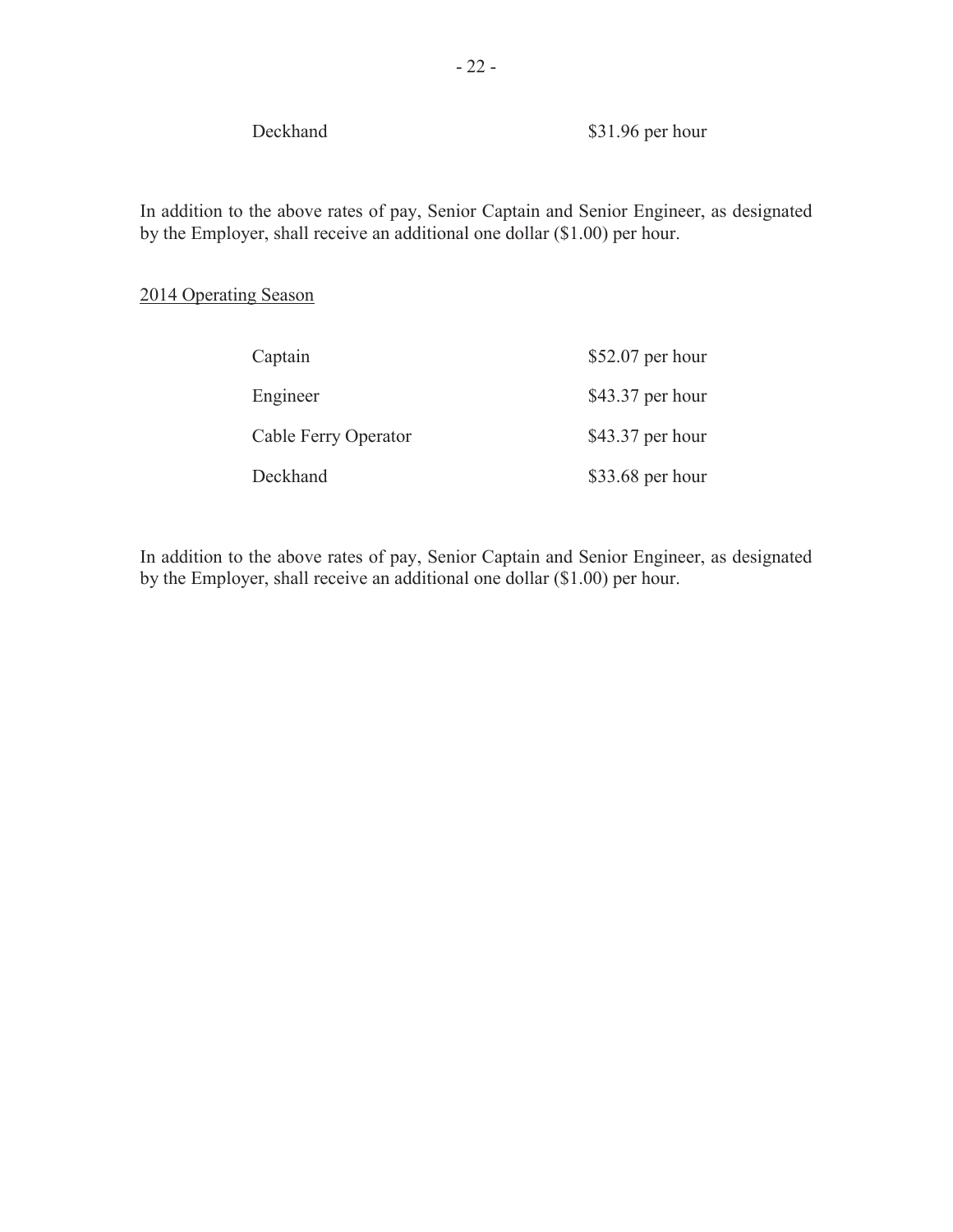| | |
|---|---|
| Deckhand | $31.96 per hour |

In addition to the above rates of pay, Senior Captain and Senior Engineer, as designated by the Employer, shall receive an additional one dollar ($1.00) per hour.

<u>2014 Operating Season</u>

| | |
|---|---|
| Captain | $52.07 per hour |
| Engineer | $43.37 per hour |
| Cable Ferry Operator | $43.37 per hour |
| Deckhand | $33.68 per hour |

In addition to the above rates of pay, Senior Captain and Senior Engineer, as designated by the Employer, shall receive an additional one dollar ($1.00) per hour.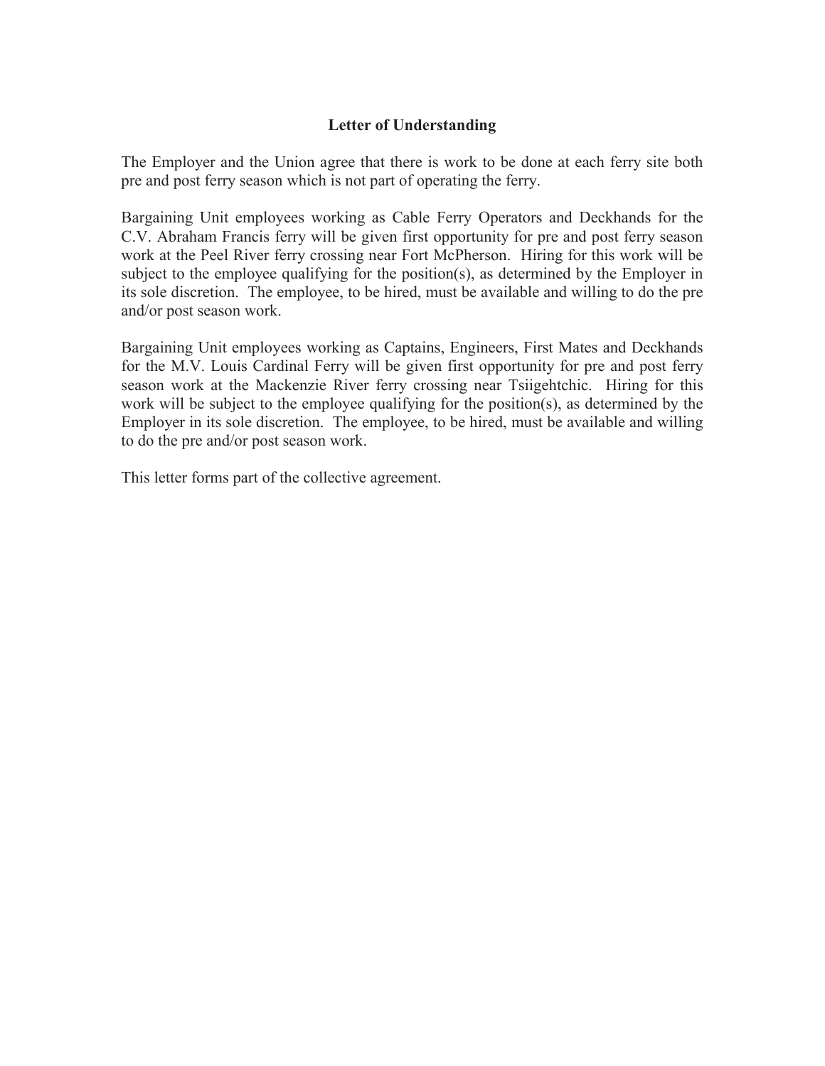## Letter of Understanding

The Employer and the Union agree that there is work to be done at each ferry site both pre and post ferry season which is not part of operating the ferry.

Bargaining Unit employees working as Cable Ferry Operators and Deckhands for the C.V. Abraham Francis ferry will be given first opportunity for pre and post ferry season work at the Peel River ferry crossing near Fort McPherson. Hiring for this work will be subject to the employee qualifying for the position(s), as determined by the Employer in its sole discretion. The employee, to be hired, must be available and willing to do the pre and/or post season work.

Bargaining Unit employees working as Captains, Engineers, First Mates and Deckhands for the M.V. Louis Cardinal Ferry will be given first opportunity for pre and post ferry season work at the Mackenzie River ferry crossing near Tsiigehtchic. Hiring for this work will be subject to the employee qualifying for the position(s), as determined by the Employer in its sole discretion. The employee, to be hired, must be available and willing to do the pre and/or post season work.

This letter forms part of the collective agreement.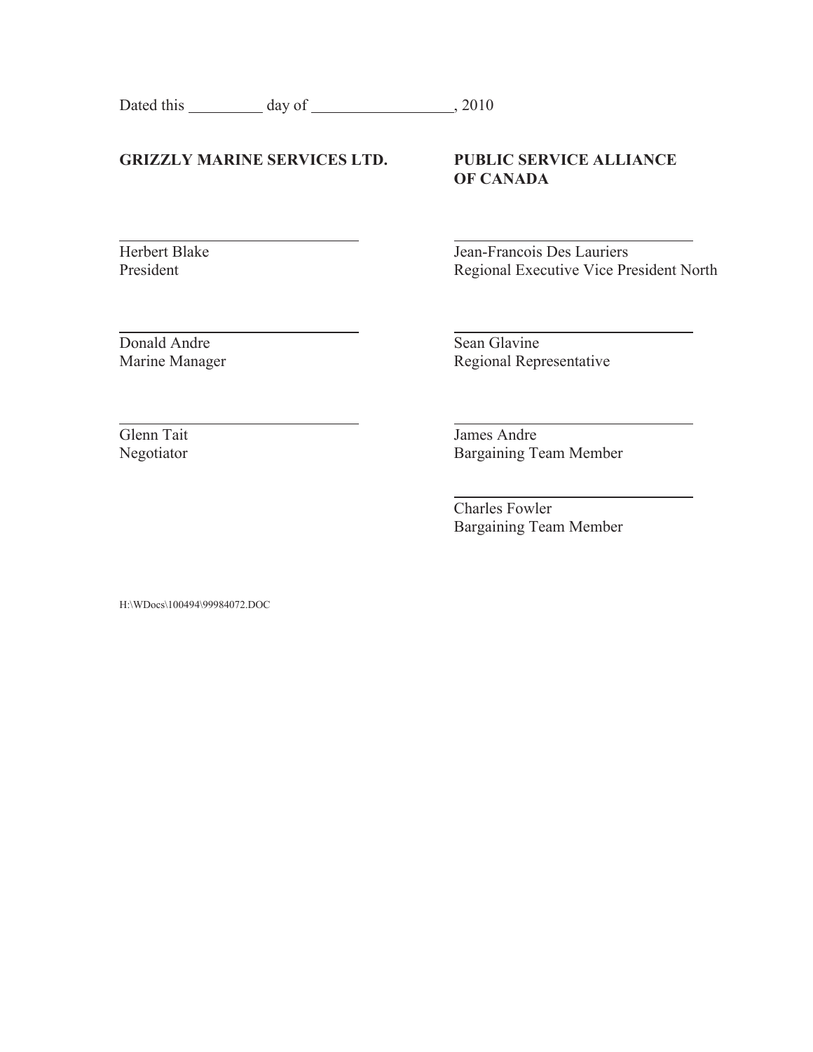Dated this _________ day of _________________, 2010

**GRIZZLY MARINE SERVICES LTD.**

**PUBLIC SERVICE ALLIANCE OF CANADA**

| | |
|---|---|
| ____________________________ | ____________________________ |
| Herbert Blake<br>President | Jean-Francois Des Lauriers<br>Regional Executive Vice President North |
| ____________________________ | ____________________________ |
| Donald Andre<br>Marine Manager | Sean Glavine<br>Regional Representative |
| ____________________________ | ____________________________ |
| Glenn Tait<br>Negotiator | James Andre<br>Bargaining Team Member |
| | ____________________________ |
| | Charles Fowler<br>Bargaining Team Member |

H:\WDocs\100494\99984072.DOC